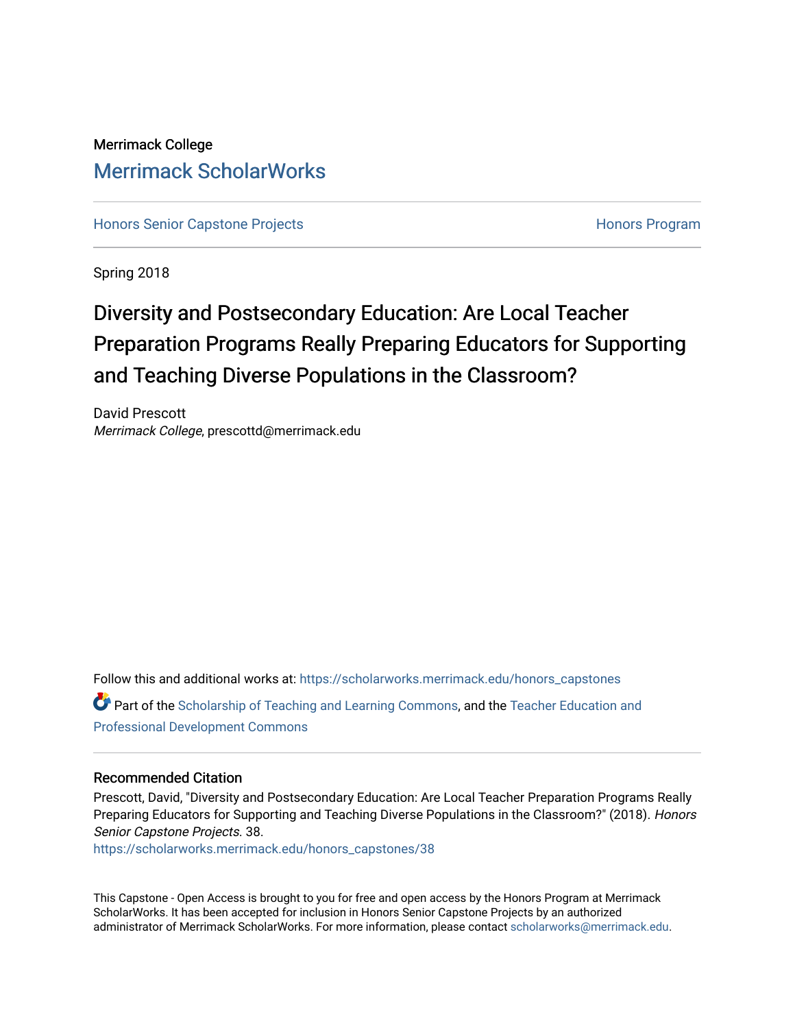Merrimack College

# Merrimack ScholarWorks

Honors Senior Capstone Projects

Honors Program

Spring 2018

# Diversity and Postsecondary Education: Are Local Teacher Preparation Programs Really Preparing Educators for Supporting and Teaching Diverse Populations in the Classroom?

David Prescott
*Merrimack College*, prescottd@merrimack.edu

Follow this and additional works at: https://scholarworks.merrimack.edu/honors_capstones

Part of the Scholarship of Teaching and Learning Commons, and the Teacher Education and Professional Development Commons

## Recommended Citation

Prescott, David, "Diversity and Postsecondary Education: Are Local Teacher Preparation Programs Really Preparing Educators for Supporting and Teaching Diverse Populations in the Classroom?" (2018). *Honors Senior Capstone Projects*. 38.
https://scholarworks.merrimack.edu/honors_capstones/38

This Capstone - Open Access is brought to you for free and open access by the Honors Program at Merrimack ScholarWorks. It has been accepted for inclusion in Honors Senior Capstone Projects by an authorized administrator of Merrimack ScholarWorks. For more information, please contact scholarworks@merrimack.edu.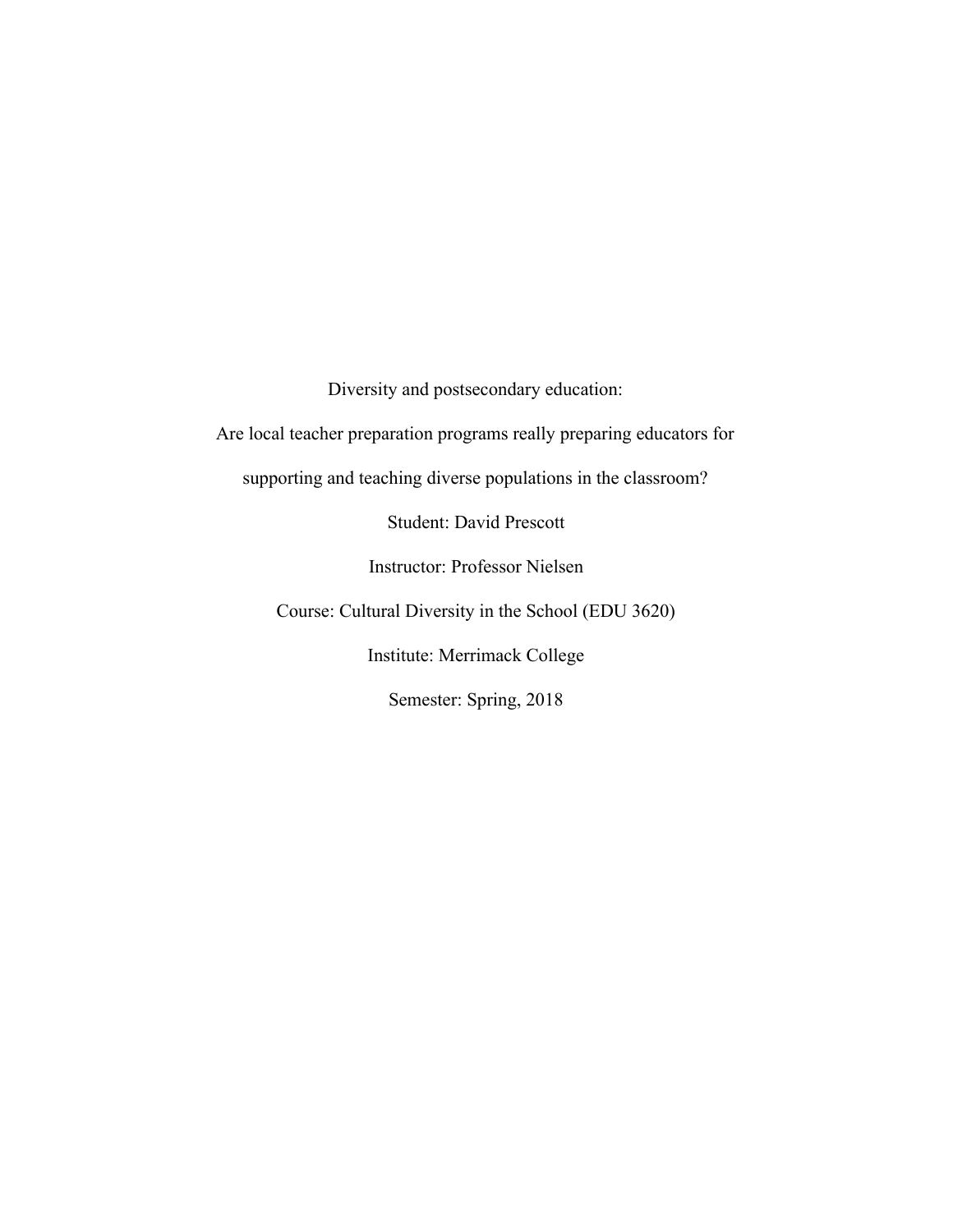Diversity and postsecondary education:

Are local teacher preparation programs really preparing educators for supporting and teaching diverse populations in the classroom?

Student: David Prescott

Instructor: Professor Nielsen

Course: Cultural Diversity in the School (EDU 3620)

Institute: Merrimack College

Semester: Spring, 2018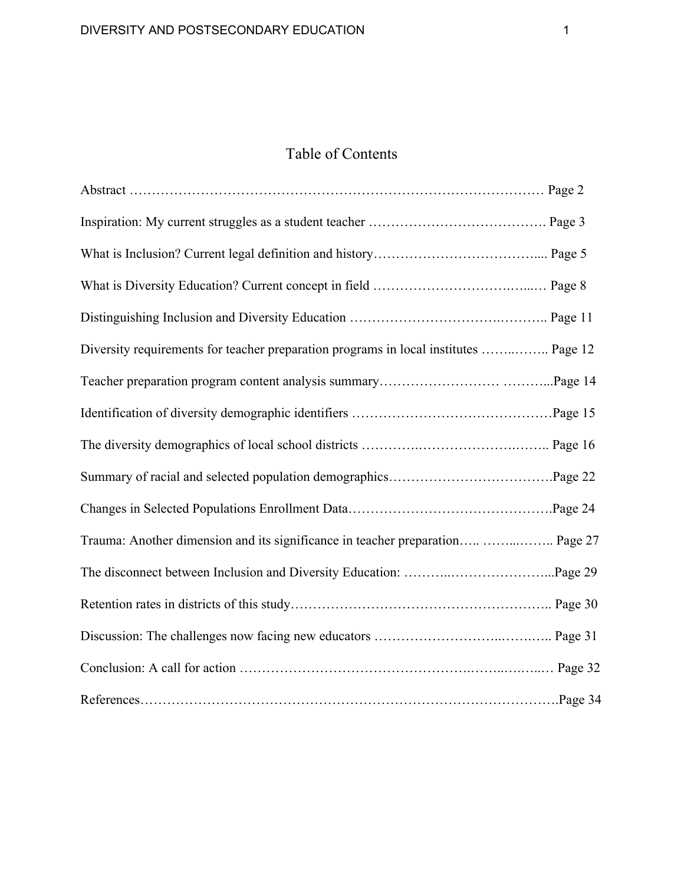# Table of Contents

Abstract …………………………………………………………………………………… Page 2

Inspiration: My current struggles as a student teacher …………………………………. Page 3

What is Inclusion? Current legal definition and history……………………………….... Page 5

What is Diversity Education? Current concept in field ………………………….…...… Page 8

Distinguishing Inclusion and Diversity Education ……………………………….……….. Page 11

Diversity requirements for teacher preparation programs in local institutes ……..…….. Page 12

Teacher preparation program content analysis summary……………………… ………...Page 14

Identification of diversity demographic identifiers ……………………………………Page 15

The diversity demographics of local school districts ………….…………………….…….. Page 16

Summary of racial and selected population demographics……………………………….Page 22

Changes in Selected Populations Enrollment Data……………………………………….Page 24

Trauma: Another dimension and its significance in teacher preparation….. ……...…….. Page 27

The disconnect between Inclusion and Diversity Education: ………..…………………...Page 29

Retention rates in districts of this study……………………………………………….. Page 30

Discussion: The challenges now facing new educators ……………………..……..….. Page 31

Conclusion: A call for action ……………………………………….……..….…...… Page 32

References……………………………….…………………………………………….Page 34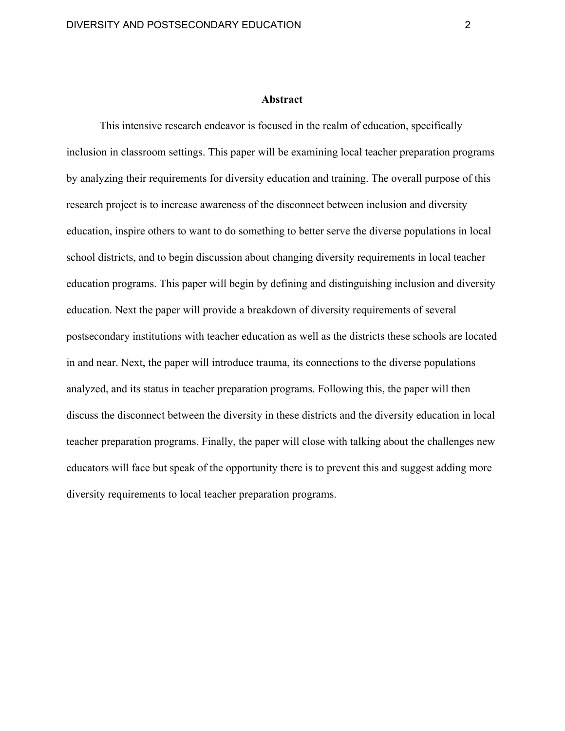## Abstract

This intensive research endeavor is focused in the realm of education, specifically inclusion in classroom settings. This paper will be examining local teacher preparation programs by analyzing their requirements for diversity education and training. The overall purpose of this research project is to increase awareness of the disconnect between inclusion and diversity education, inspire others to want to do something to better serve the diverse populations in local school districts, and to begin discussion about changing diversity requirements in local teacher education programs. This paper will begin by defining and distinguishing inclusion and diversity education. Next the paper will provide a breakdown of diversity requirements of several postsecondary institutions with teacher education as well as the districts these schools are located in and near. Next, the paper will introduce trauma, its connections to the diverse populations analyzed, and its status in teacher preparation programs. Following this, the paper will then discuss the disconnect between the diversity in these districts and the diversity education in local teacher preparation programs. Finally, the paper will close with talking about the challenges new educators will face but speak of the opportunity there is to prevent this and suggest adding more diversity requirements to local teacher preparation programs.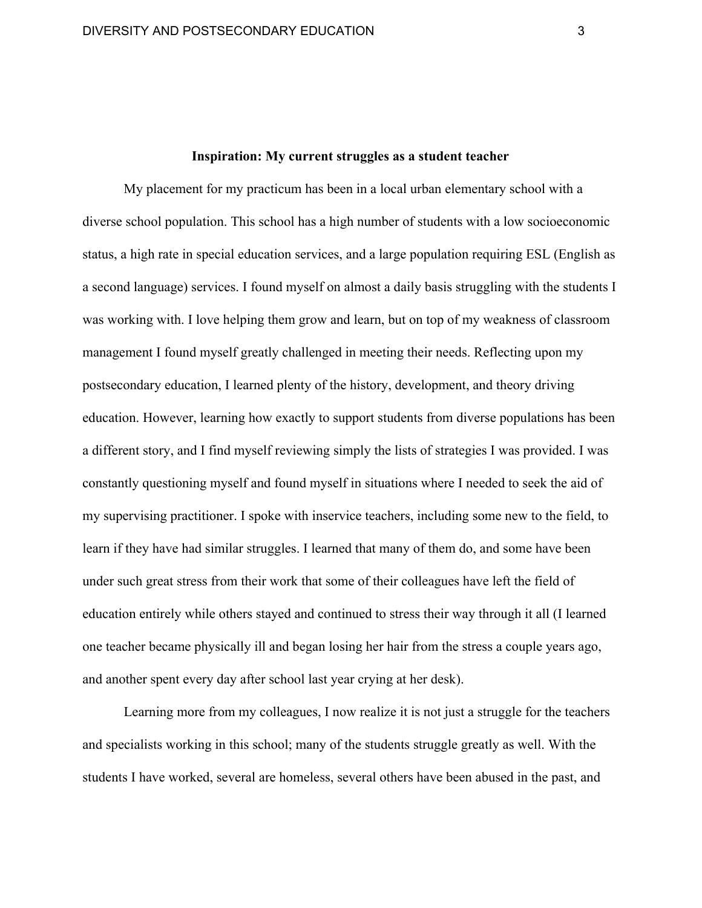## Inspiration: My current struggles as a student teacher

My placement for my practicum has been in a local urban elementary school with a diverse school population. This school has a high number of students with a low socioeconomic status, a high rate in special education services, and a large population requiring ESL (English as a second language) services. I found myself on almost a daily basis struggling with the students I was working with. I love helping them grow and learn, but on top of my weakness of classroom management I found myself greatly challenged in meeting their needs. Reflecting upon my postsecondary education, I learned plenty of the history, development, and theory driving education. However, learning how exactly to support students from diverse populations has been a different story, and I find myself reviewing simply the lists of strategies I was provided. I was constantly questioning myself and found myself in situations where I needed to seek the aid of my supervising practitioner. I spoke with inservice teachers, including some new to the field, to learn if they have had similar struggles. I learned that many of them do, and some have been under such great stress from their work that some of their colleagues have left the field of education entirely while others stayed and continued to stress their way through it all (I learned one teacher became physically ill and began losing her hair from the stress a couple years ago, and another spent every day after school last year crying at her desk).

Learning more from my colleagues, I now realize it is not just a struggle for the teachers and specialists working in this school; many of the students struggle greatly as well. With the students I have worked, several are homeless, several others have been abused in the past, and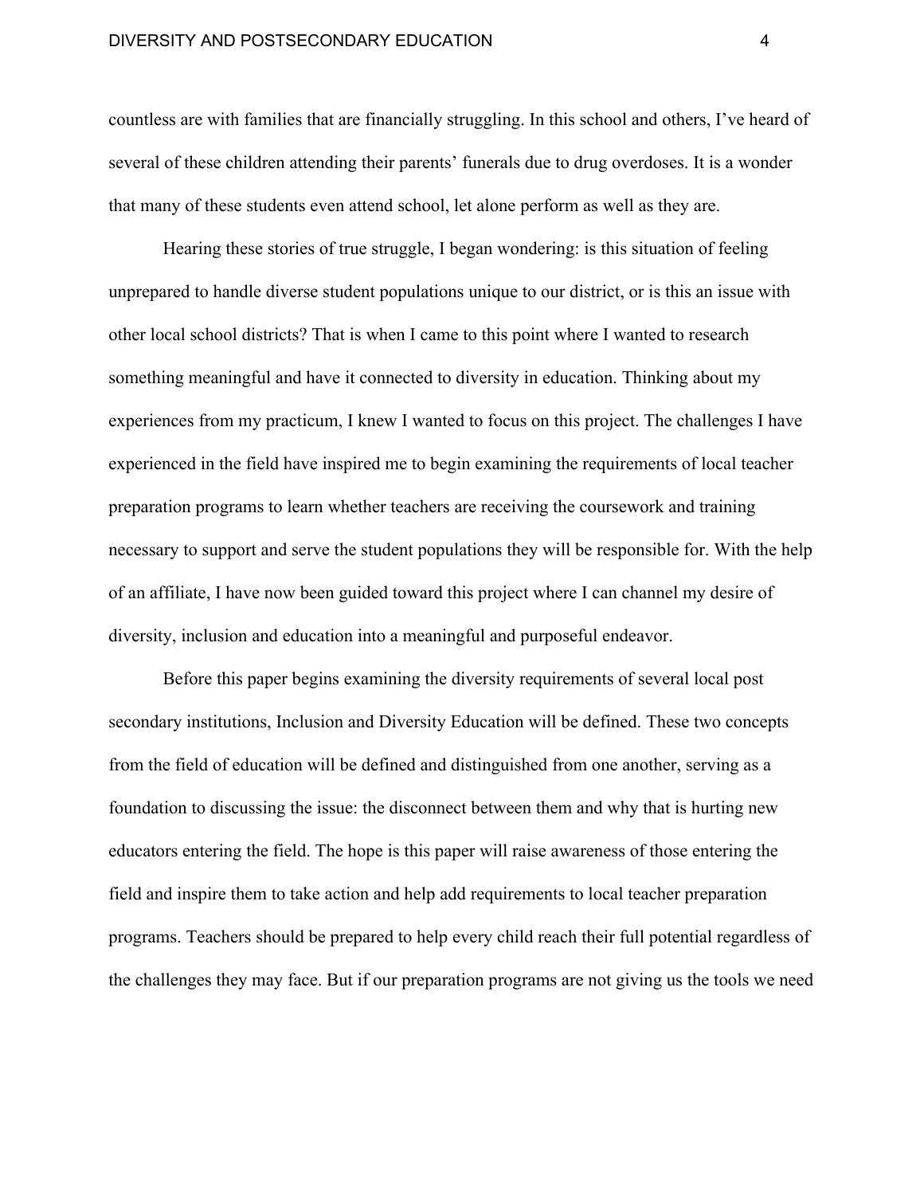countless are with families that are financially struggling. In this school and others, I've heard of several of these children attending their parents' funerals due to drug overdoses. It is a wonder that many of these students even attend school, let alone perform as well as they are.

Hearing these stories of true struggle, I began wondering: is this situation of feeling unprepared to handle diverse student populations unique to our district, or is this an issue with other local school districts? That is when I came to this point where I wanted to research something meaningful and have it connected to diversity in education. Thinking about my experiences from my practicum, I knew I wanted to focus on this project. The challenges I have experienced in the field have inspired me to begin examining the requirements of local teacher preparation programs to learn whether teachers are receiving the coursework and training necessary to support and serve the student populations they will be responsible for. With the help of an affiliate, I have now been guided toward this project where I can channel my desire of diversity, inclusion and education into a meaningful and purposeful endeavor.

Before this paper begins examining the diversity requirements of several local post secondary institutions, Inclusion and Diversity Education will be defined. These two concepts from the field of education will be defined and distinguished from one another, serving as a foundation to discussing the issue: the disconnect between them and why that is hurting new educators entering the field. The hope is this paper will raise awareness of those entering the field and inspire them to take action and help add requirements to local teacher preparation programs. Teachers should be prepared to help every child reach their full potential regardless of the challenges they may face. But if our preparation programs are not giving us the tools we need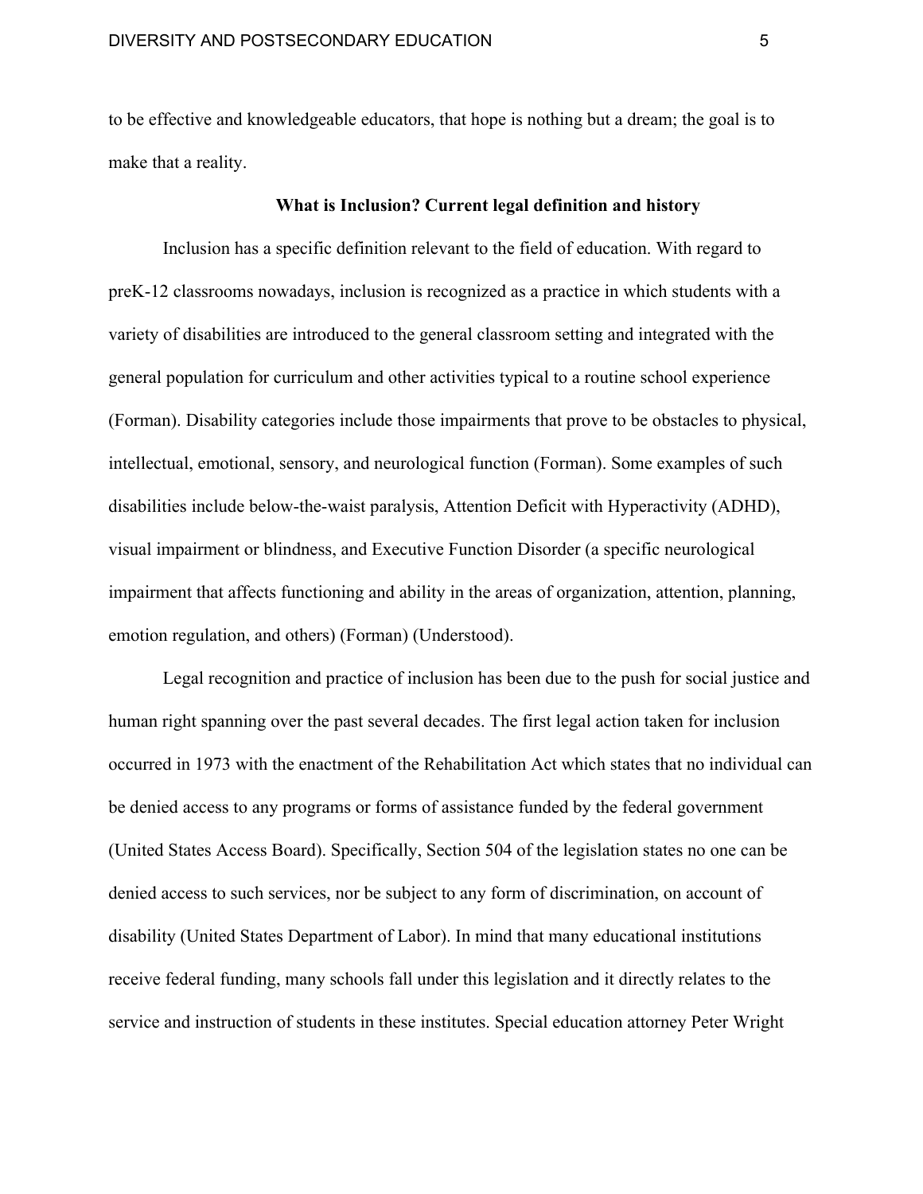to be effective and knowledgeable educators, that hope is nothing but a dream; the goal is to make that a reality.

## What is Inclusion? Current legal definition and history

Inclusion has a specific definition relevant to the field of education. With regard to preK-12 classrooms nowadays, inclusion is recognized as a practice in which students with a variety of disabilities are introduced to the general classroom setting and integrated with the general population for curriculum and other activities typical to a routine school experience (Forman). Disability categories include those impairments that prove to be obstacles to physical, intellectual, emotional, sensory, and neurological function (Forman). Some examples of such disabilities include below-the-waist paralysis, Attention Deficit with Hyperactivity (ADHD), visual impairment or blindness, and Executive Function Disorder (a specific neurological impairment that affects functioning and ability in the areas of organization, attention, planning, emotion regulation, and others) (Forman) (Understood).

Legal recognition and practice of inclusion has been due to the push for social justice and human right spanning over the past several decades. The first legal action taken for inclusion occurred in 1973 with the enactment of the Rehabilitation Act which states that no individual can be denied access to any programs or forms of assistance funded by the federal government (United States Access Board). Specifically, Section 504 of the legislation states no one can be denied access to such services, nor be subject to any form of discrimination, on account of disability (United States Department of Labor). In mind that many educational institutions receive federal funding, many schools fall under this legislation and it directly relates to the service and instruction of students in these institutes. Special education attorney Peter Wright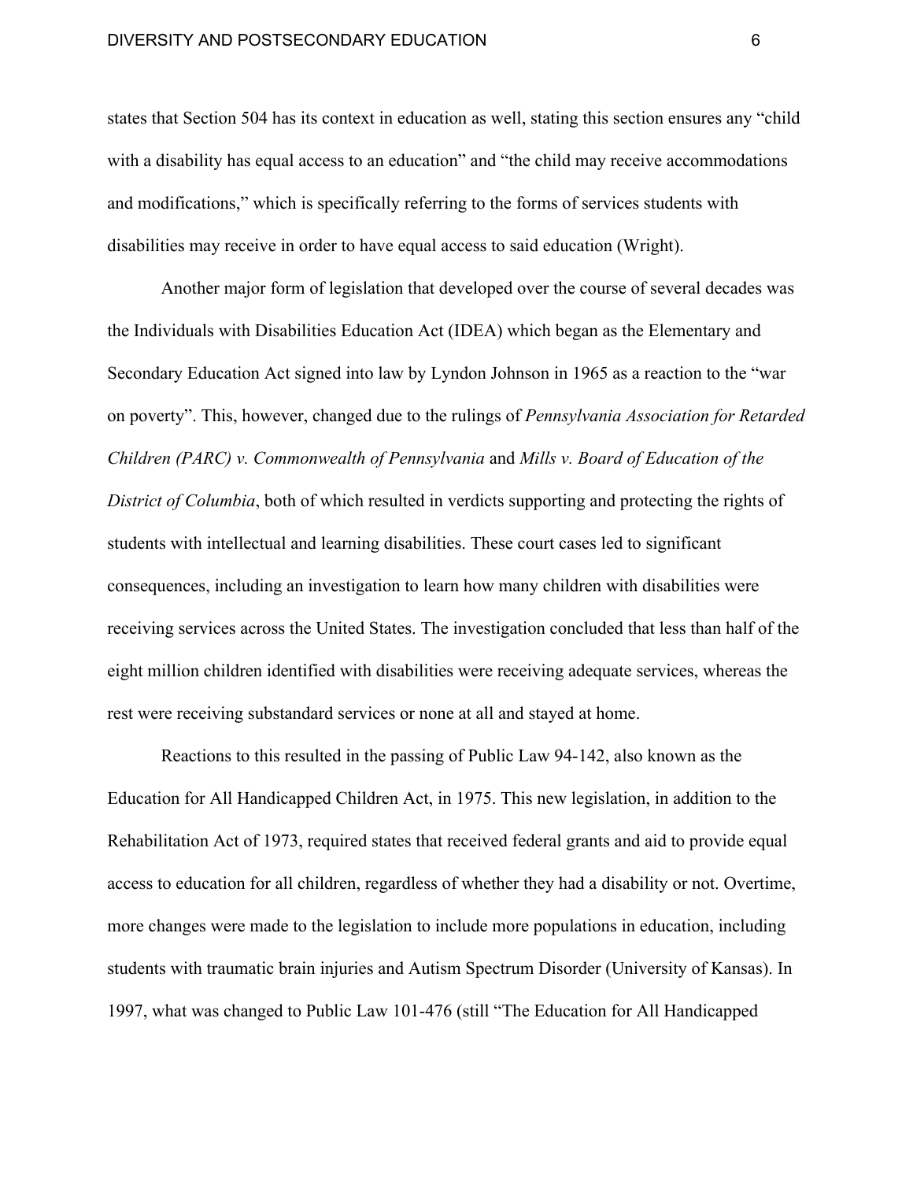states that Section 504 has its context in education as well, stating this section ensures any "child with a disability has equal access to an education" and "the child may receive accommodations and modifications," which is specifically referring to the forms of services students with disabilities may receive in order to have equal access to said education (Wright).

Another major form of legislation that developed over the course of several decades was the Individuals with Disabilities Education Act (IDEA) which began as the Elementary and Secondary Education Act signed into law by Lyndon Johnson in 1965 as a reaction to the "war on poverty". This, however, changed due to the rulings of *Pennsylvania Association for Retarded Children (PARC) v. Commonwealth of Pennsylvania* and *Mills v. Board of Education of the District of Columbia*, both of which resulted in verdicts supporting and protecting the rights of students with intellectual and learning disabilities. These court cases led to significant consequences, including an investigation to learn how many children with disabilities were receiving services across the United States. The investigation concluded that less than half of the eight million children identified with disabilities were receiving adequate services, whereas the rest were receiving substandard services or none at all and stayed at home.

Reactions to this resulted in the passing of Public Law 94-142, also known as the Education for All Handicapped Children Act, in 1975. This new legislation, in addition to the Rehabilitation Act of 1973, required states that received federal grants and aid to provide equal access to education for all children, regardless of whether they had a disability or not. Overtime, more changes were made to the legislation to include more populations in education, including students with traumatic brain injuries and Autism Spectrum Disorder (University of Kansas). In 1997, what was changed to Public Law 101-476 (still "The Education for All Handicapped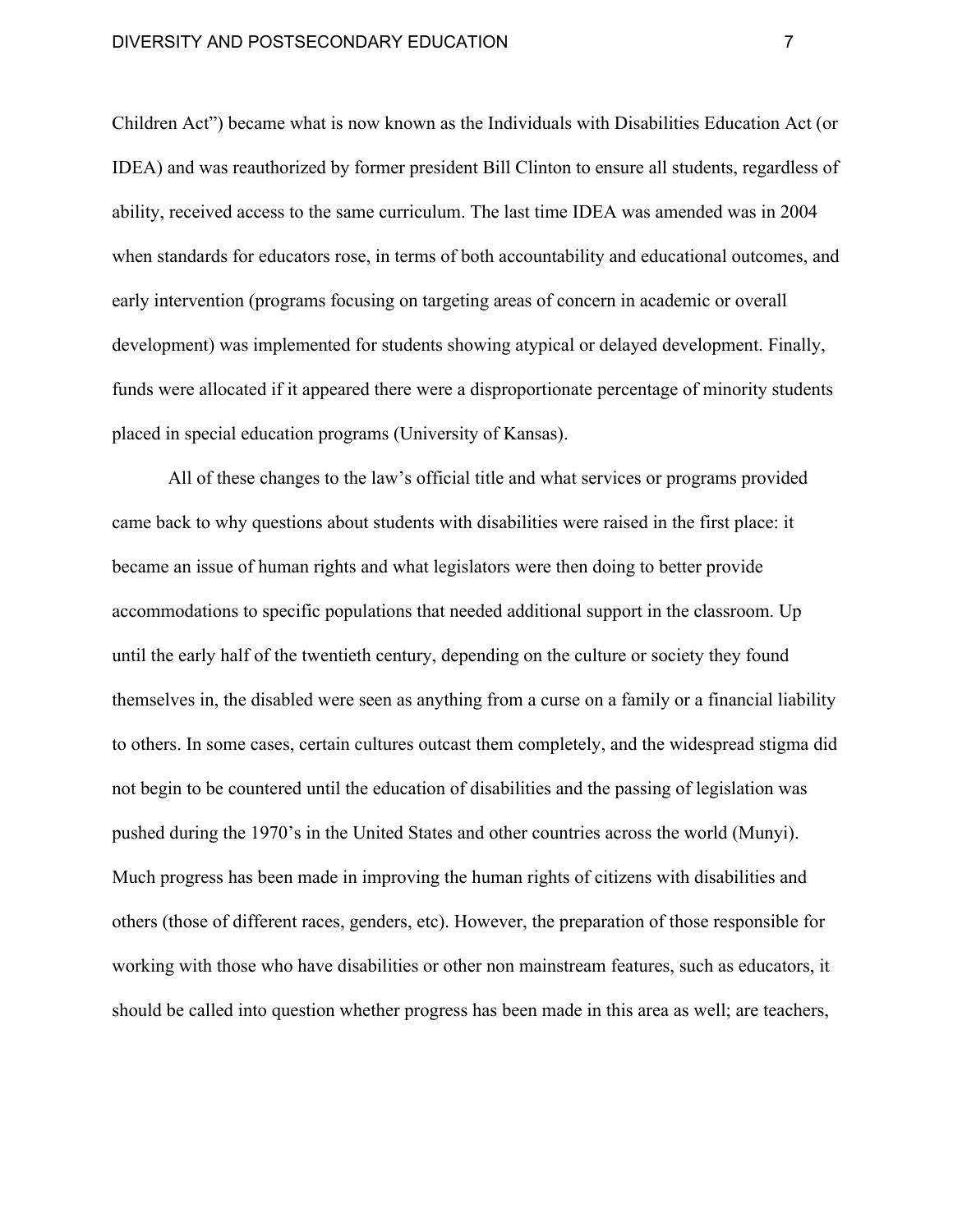Children Act") became what is now known as the Individuals with Disabilities Education Act (or IDEA) and was reauthorized by former president Bill Clinton to ensure all students, regardless of ability, received access to the same curriculum. The last time IDEA was amended was in 2004 when standards for educators rose, in terms of both accountability and educational outcomes, and early intervention (programs focusing on targeting areas of concern in academic or overall development) was implemented for students showing atypical or delayed development. Finally, funds were allocated if it appeared there were a disproportionate percentage of minority students placed in special education programs (University of Kansas).

All of these changes to the law's official title and what services or programs provided came back to why questions about students with disabilities were raised in the first place: it became an issue of human rights and what legislators were then doing to better provide accommodations to specific populations that needed additional support in the classroom. Up until the early half of the twentieth century, depending on the culture or society they found themselves in, the disabled were seen as anything from a curse on a family or a financial liability to others. In some cases, certain cultures outcast them completely, and the widespread stigma did not begin to be countered until the education of disabilities and the passing of legislation was pushed during the 1970's in the United States and other countries across the world (Munyi). Much progress has been made in improving the human rights of citizens with disabilities and others (those of different races, genders, etc). However, the preparation of those responsible for working with those who have disabilities or other non mainstream features, such as educators, it should be called into question whether progress has been made in this area as well; are teachers,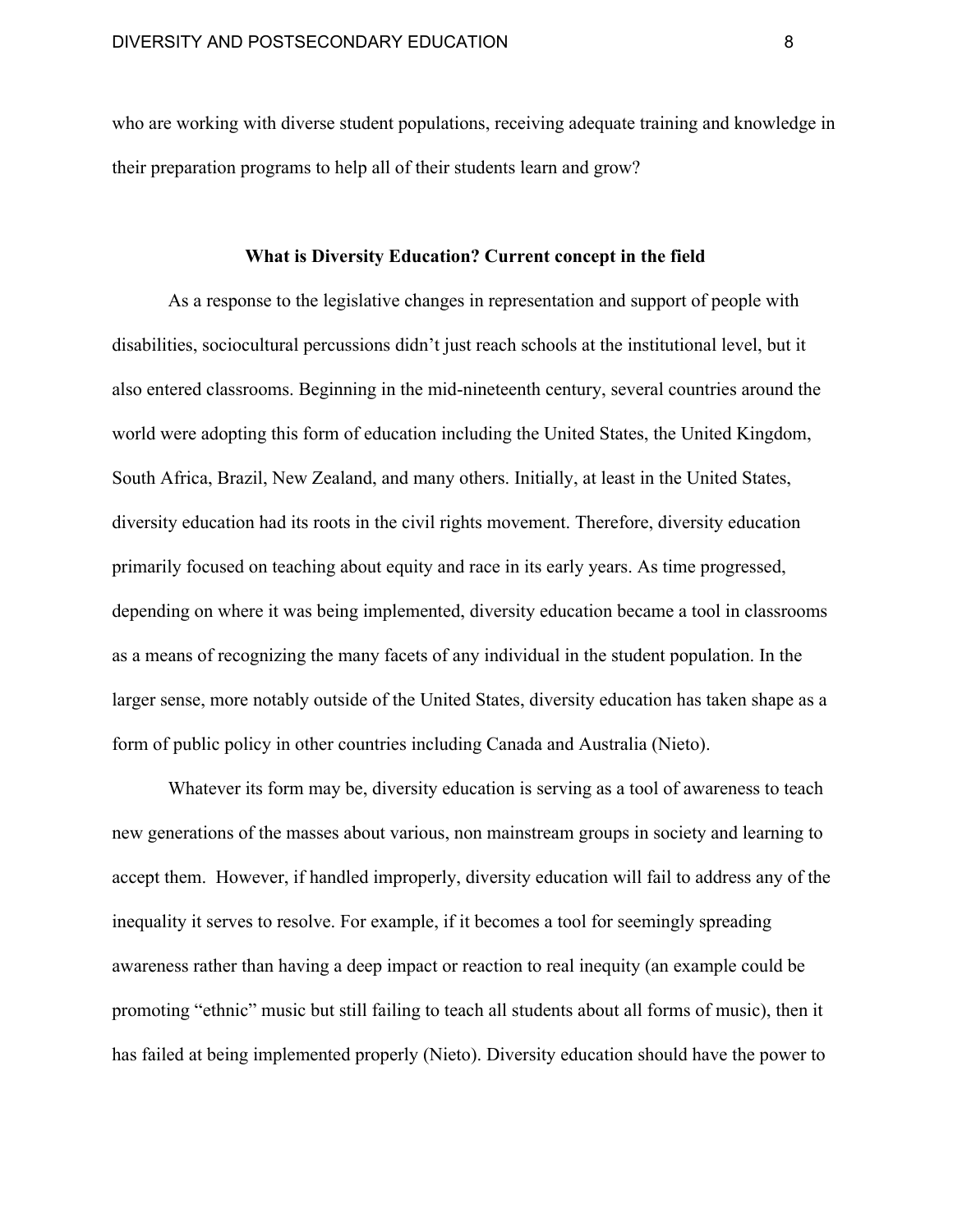who are working with diverse student populations, receiving adequate training and knowledge in their preparation programs to help all of their students learn and grow?

## What is Diversity Education? Current concept in the field

As a response to the legislative changes in representation and support of people with disabilities, sociocultural percussions didn't just reach schools at the institutional level, but it also entered classrooms. Beginning in the mid-nineteenth century, several countries around the world were adopting this form of education including the United States, the United Kingdom, South Africa, Brazil, New Zealand, and many others. Initially, at least in the United States, diversity education had its roots in the civil rights movement. Therefore, diversity education primarily focused on teaching about equity and race in its early years. As time progressed, depending on where it was being implemented, diversity education became a tool in classrooms as a means of recognizing the many facets of any individual in the student population. In the larger sense, more notably outside of the United States, diversity education has taken shape as a form of public policy in other countries including Canada and Australia (Nieto).

Whatever its form may be, diversity education is serving as a tool of awareness to teach new generations of the masses about various, non mainstream groups in society and learning to accept them. However, if handled improperly, diversity education will fail to address any of the inequality it serves to resolve. For example, if it becomes a tool for seemingly spreading awareness rather than having a deep impact or reaction to real inequity (an example could be promoting "ethnic" music but still failing to teach all students about all forms of music), then it has failed at being implemented properly (Nieto). Diversity education should have the power to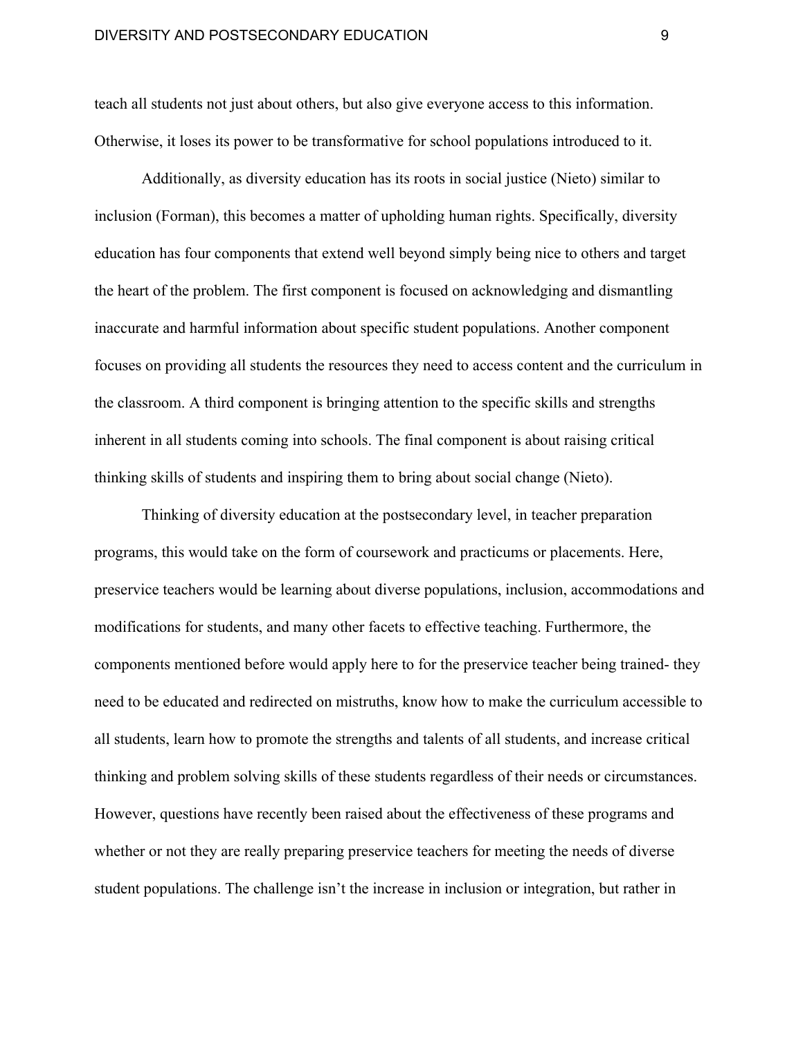teach all students not just about others, but also give everyone access to this information. Otherwise, it loses its power to be transformative for school populations introduced to it.

Additionally, as diversity education has its roots in social justice (Nieto) similar to inclusion (Forman), this becomes a matter of upholding human rights. Specifically, diversity education has four components that extend well beyond simply being nice to others and target the heart of the problem. The first component is focused on acknowledging and dismantling inaccurate and harmful information about specific student populations. Another component focuses on providing all students the resources they need to access content and the curriculum in the classroom. A third component is bringing attention to the specific skills and strengths inherent in all students coming into schools. The final component is about raising critical thinking skills of students and inspiring them to bring about social change (Nieto).

Thinking of diversity education at the postsecondary level, in teacher preparation programs, this would take on the form of coursework and practicums or placements. Here, preservice teachers would be learning about diverse populations, inclusion, accommodations and modifications for students, and many other facets to effective teaching. Furthermore, the components mentioned before would apply here to for the preservice teacher being trained- they need to be educated and redirected on mistruths, know how to make the curriculum accessible to all students, learn how to promote the strengths and talents of all students, and increase critical thinking and problem solving skills of these students regardless of their needs or circumstances. However, questions have recently been raised about the effectiveness of these programs and whether or not they are really preparing preservice teachers for meeting the needs of diverse student populations. The challenge isn't the increase in inclusion or integration, but rather in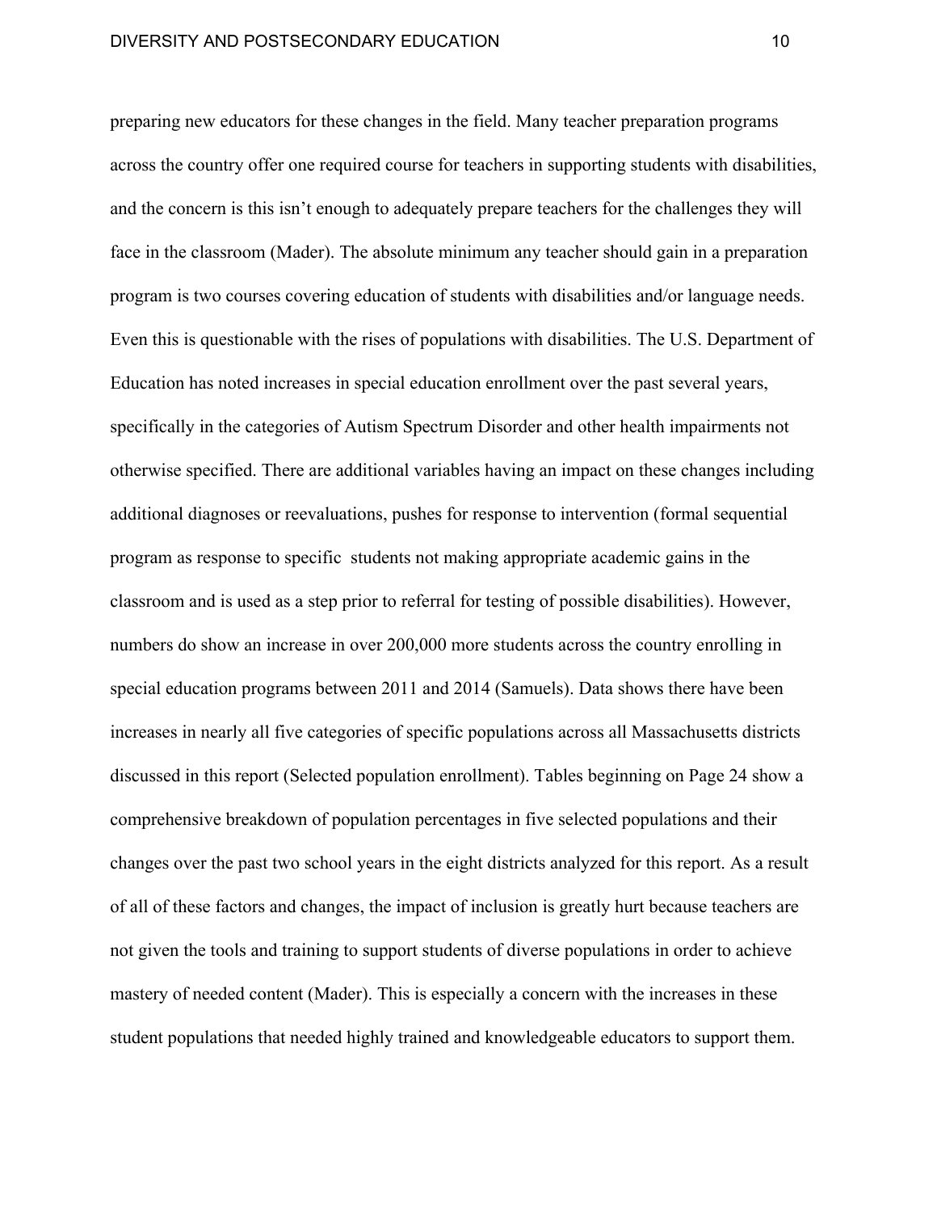preparing new educators for these changes in the field. Many teacher preparation programs across the country offer one required course for teachers in supporting students with disabilities, and the concern is this isn't enough to adequately prepare teachers for the challenges they will face in the classroom (Mader). The absolute minimum any teacher should gain in a preparation program is two courses covering education of students with disabilities and/or language needs. Even this is questionable with the rises of populations with disabilities. The U.S. Department of Education has noted increases in special education enrollment over the past several years, specifically in the categories of Autism Spectrum Disorder and other health impairments not otherwise specified. There are additional variables having an impact on these changes including additional diagnoses or reevaluations, pushes for response to intervention (formal sequential program as response to specific  students not making appropriate academic gains in the classroom and is used as a step prior to referral for testing of possible disabilities). However, numbers do show an increase in over 200,000 more students across the country enrolling in special education programs between 2011 and 2014 (Samuels). Data shows there have been increases in nearly all five categories of specific populations across all Massachusetts districts discussed in this report (Selected population enrollment). Tables beginning on Page 24 show a comprehensive breakdown of population percentages in five selected populations and their changes over the past two school years in the eight districts analyzed for this report. As a result of all of these factors and changes, the impact of inclusion is greatly hurt because teachers are not given the tools and training to support students of diverse populations in order to achieve mastery of needed content (Mader). This is especially a concern with the increases in these student populations that needed highly trained and knowledgeable educators to support them.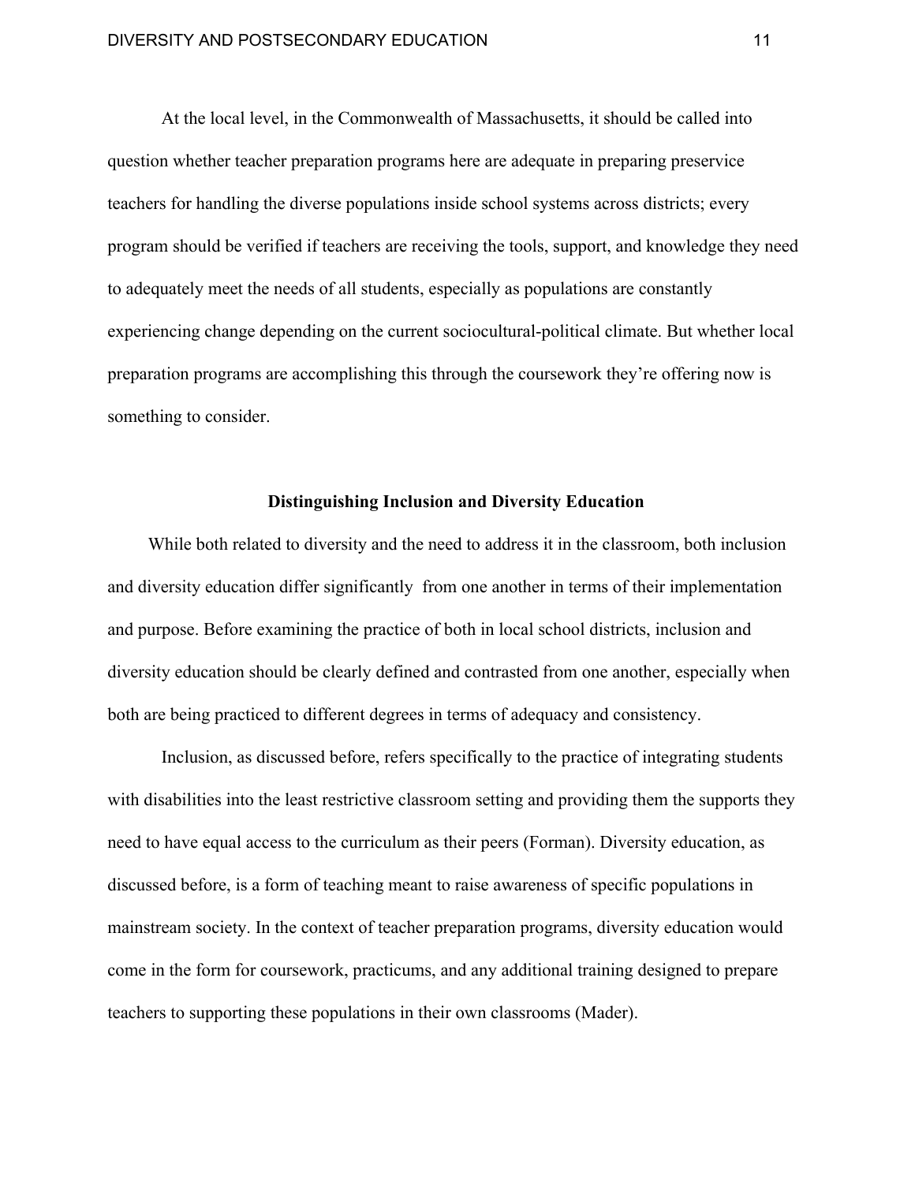At the local level, in the Commonwealth of Massachusetts, it should be called into question whether teacher preparation programs here are adequate in preparing preservice teachers for handling the diverse populations inside school systems across districts; every program should be verified if teachers are receiving the tools, support, and knowledge they need to adequately meet the needs of all students, especially as populations are constantly experiencing change depending on the current sociocultural-political climate. But whether local preparation programs are accomplishing this through the coursework they're offering now is something to consider.

## Distinguishing Inclusion and Diversity Education

While both related to diversity and the need to address it in the classroom, both inclusion and diversity education differ significantly from one another in terms of their implementation and purpose. Before examining the practice of both in local school districts, inclusion and diversity education should be clearly defined and contrasted from one another, especially when both are being practiced to different degrees in terms of adequacy and consistency.

Inclusion, as discussed before, refers specifically to the practice of integrating students with disabilities into the least restrictive classroom setting and providing them the supports they need to have equal access to the curriculum as their peers (Forman). Diversity education, as discussed before, is a form of teaching meant to raise awareness of specific populations in mainstream society. In the context of teacher preparation programs, diversity education would come in the form for coursework, practicums, and any additional training designed to prepare teachers to supporting these populations in their own classrooms (Mader).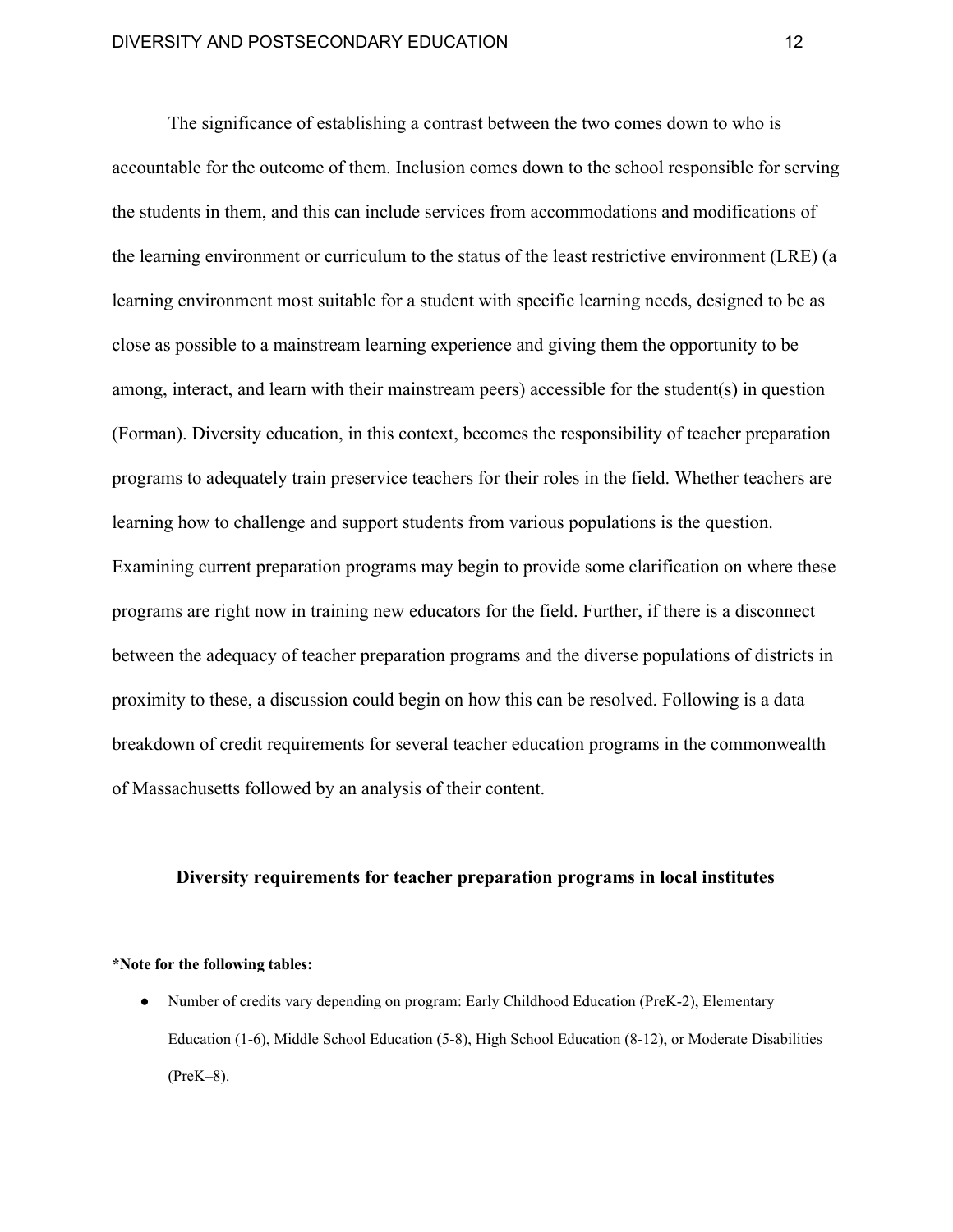The significance of establishing a contrast between the two comes down to who is accountable for the outcome of them. Inclusion comes down to the school responsible for serving the students in them, and this can include services from accommodations and modifications of the learning environment or curriculum to the status of the least restrictive environment (LRE) (a learning environment most suitable for a student with specific learning needs, designed to be as close as possible to a mainstream learning experience and giving them the opportunity to be among, interact, and learn with their mainstream peers) accessible for the student(s) in question (Forman). Diversity education, in this context, becomes the responsibility of teacher preparation programs to adequately train preservice teachers for their roles in the field. Whether teachers are learning how to challenge and support students from various populations is the question. Examining current preparation programs may begin to provide some clarification on where these programs are right now in training new educators for the field. Further, if there is a disconnect between the adequacy of teacher preparation programs and the diverse populations of districts in proximity to these, a discussion could begin on how this can be resolved. Following is a data breakdown of credit requirements for several teacher education programs in the commonwealth of Massachusetts followed by an analysis of their content.

## Diversity requirements for teacher preparation programs in local institutes

**\*Note for the following tables:**

- Number of credits vary depending on program: Early Childhood Education (PreK-2), Elementary Education (1-6), Middle School Education (5-8), High School Education (8-12), or Moderate Disabilities (PreK–8).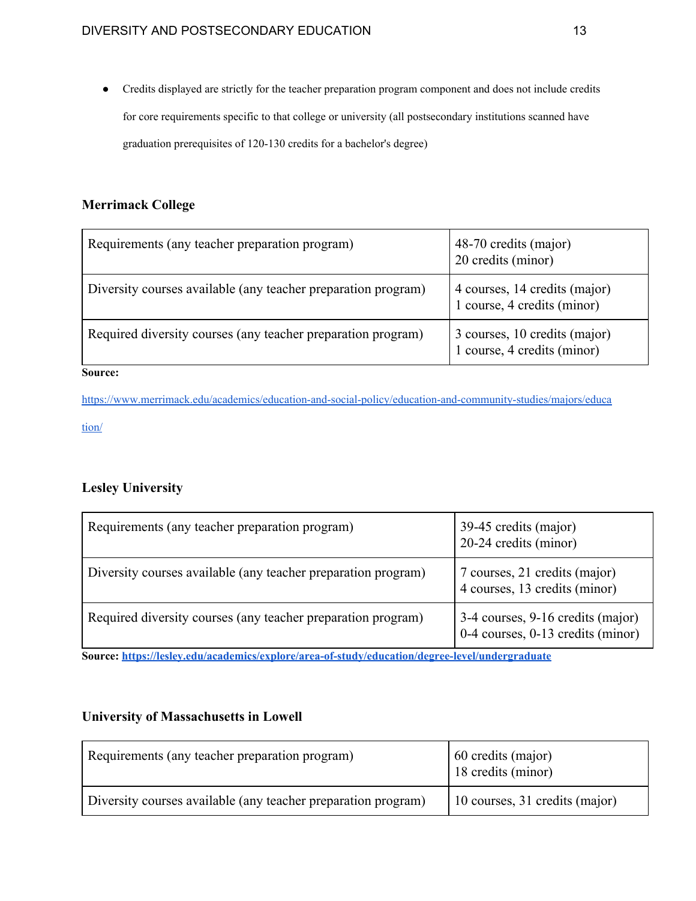- Credits displayed are strictly for the teacher preparation program component and does not include credits for core requirements specific to that college or university (all postsecondary institutions scanned have graduation prerequisites of 120-130 credits for a bachelor's degree)

**Merrimack College**

| | |
|---|---|
| Requirements (any teacher preparation program) | 48-70 credits (major)<br>20 credits (minor) |
| Diversity courses available (any teacher preparation program) | 4 courses, 14 credits (major)<br>1 course, 4 credits (minor) |
| Required diversity courses (any teacher preparation program) | 3 courses, 10 credits (major)<br>1 course, 4 credits (minor) |

**Source:**

https://www.merrimack.edu/academics/education-and-social-policy/education-and-community-studies/majors/education/

**Lesley University**

| | |
|---|---|
| Requirements (any teacher preparation program) | 39-45 credits (major)<br>20-24 credits (minor) |
| Diversity courses available (any teacher preparation program) | 7 courses, 21 credits (major)<br>4 courses, 13 credits (minor) |
| Required diversity courses (any teacher preparation program) | 3-4 courses, 9-16 credits (major)<br>0-4 courses, 0-13 credits (minor) |

**Source: https://lesley.edu/academics/explore/area-of-study/education/degree-level/undergraduate**

**University of Massachusetts in Lowell**

| | |
|---|---|
| Requirements (any teacher preparation program) | 60 credits (major)<br>18 credits (minor) |
| Diversity courses available (any teacher preparation program) | 10 courses, 31 credits (major) |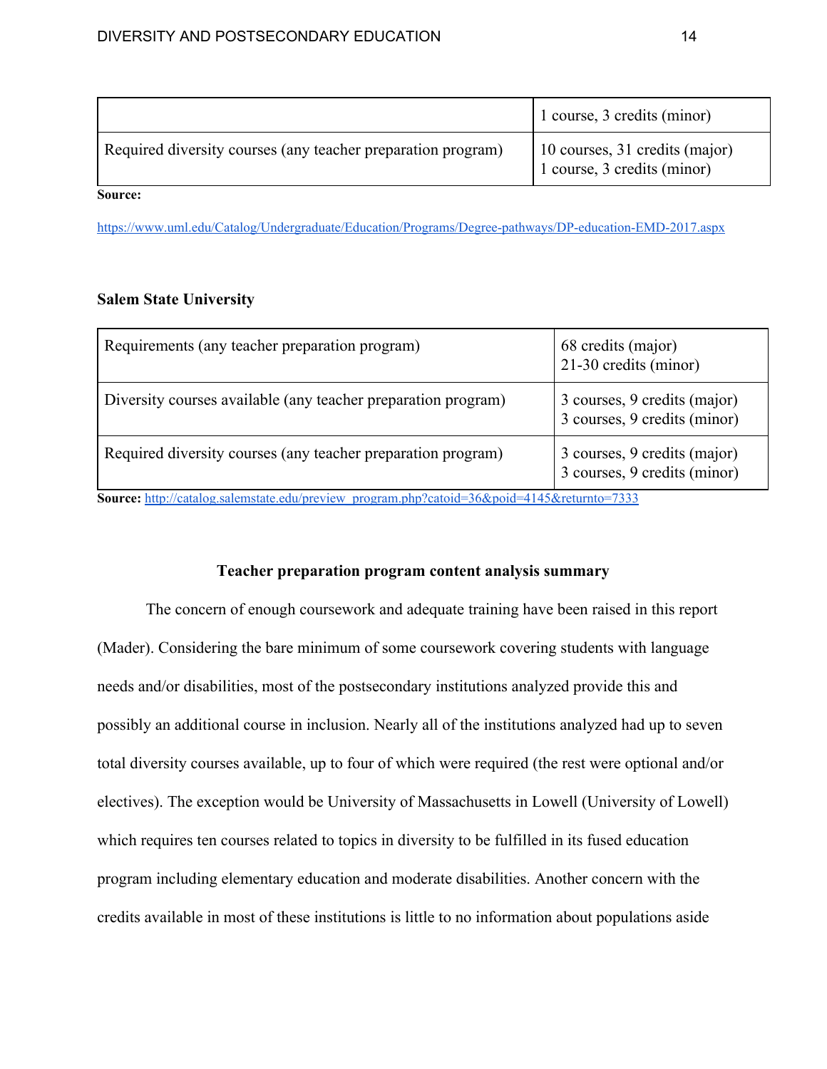| | |
|---|---|
| | 1 course, 3 credits (minor) |
| Required diversity courses (any teacher preparation program) | 10 courses, 31 credits (major)<br>1 course, 3 credits (minor) |

**Source:**

https://www.uml.edu/Catalog/Undergraduate/Education/Programs/Degree-pathways/DP-education-EMD-2017.aspx

**Salem State University**

| | |
|---|---|
| Requirements (any teacher preparation program) | 68 credits (major)<br>21-30 credits (minor) |
| Diversity courses available (any teacher preparation program) | 3 courses, 9 credits (major)<br>3 courses, 9 credits (minor) |
| Required diversity courses (any teacher preparation program) | 3 courses, 9 credits (major)<br>3 courses, 9 credits (minor) |

**Source:** http://catalog.salemstate.edu/preview_program.php?catoid=36&poid=4145&returnto=7333

**Teacher preparation program content analysis summary**

The concern of enough coursework and adequate training have been raised in this report (Mader). Considering the bare minimum of some coursework covering students with language needs and/or disabilities, most of the postsecondary institutions analyzed provide this and possibly an additional course in inclusion. Nearly all of the institutions analyzed had up to seven total diversity courses available, up to four of which were required (the rest were optional and/or electives). The exception would be University of Massachusetts in Lowell (University of Lowell) which requires ten courses related to topics in diversity to be fulfilled in its fused education program including elementary education and moderate disabilities. Another concern with the credits available in most of these institutions is little to no information about populations aside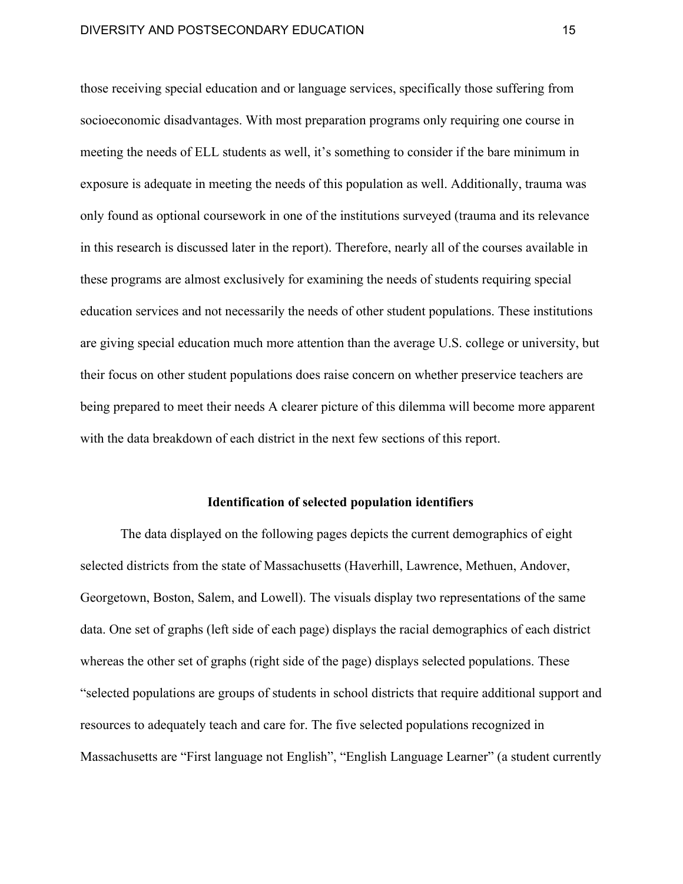those receiving special education and or language services, specifically those suffering from socioeconomic disadvantages. With most preparation programs only requiring one course in meeting the needs of ELL students as well, it's something to consider if the bare minimum in exposure is adequate in meeting the needs of this population as well. Additionally, trauma was only found as optional coursework in one of the institutions surveyed (trauma and its relevance in this research is discussed later in the report). Therefore, nearly all of the courses available in these programs are almost exclusively for examining the needs of students requiring special education services and not necessarily the needs of other student populations. These institutions are giving special education much more attention than the average U.S. college or university, but their focus on other student populations does raise concern on whether preservice teachers are being prepared to meet their needs A clearer picture of this dilemma will become more apparent with the data breakdown of each district in the next few sections of this report.

**Identification of selected population identifiers**

The data displayed on the following pages depicts the current demographics of eight selected districts from the state of Massachusetts (Haverhill, Lawrence, Methuen, Andover, Georgetown, Boston, Salem, and Lowell). The visuals display two representations of the same data. One set of graphs (left side of each page) displays the racial demographics of each district whereas the other set of graphs (right side of the page) displays selected populations. These "selected populations are groups of students in school districts that require additional support and resources to adequately teach and care for. The five selected populations recognized in Massachusetts are "First language not English", "English Language Learner" (a student currently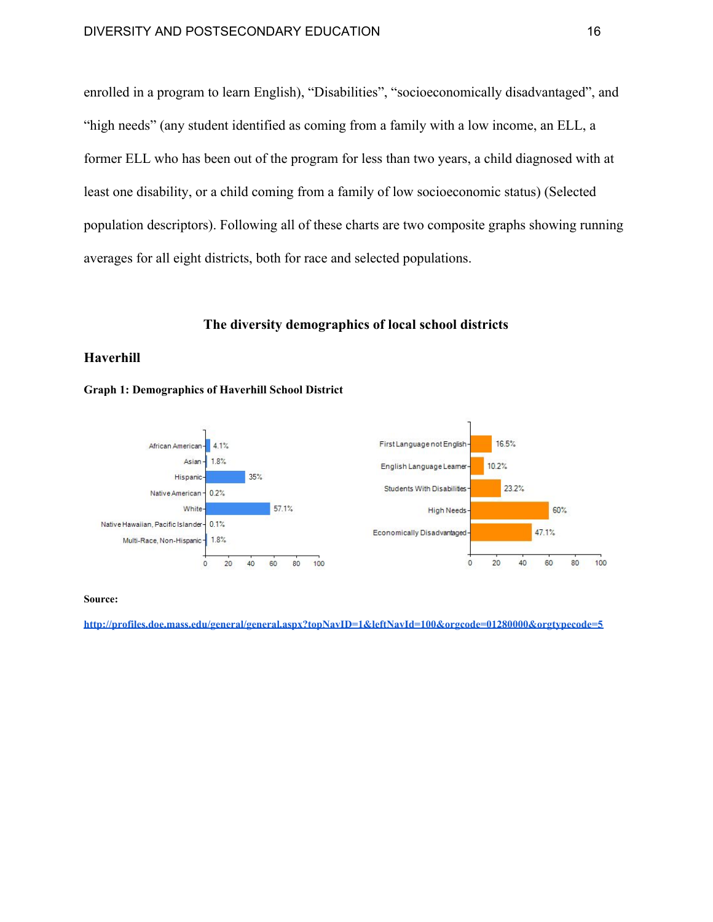enrolled in a program to learn English), "Disabilities", "socioeconomically disadvantaged", and "high needs" (any student identified as coming from a family with a low income, an ELL, a former ELL who has been out of the program for less than two years, a child diagnosed with at least one disability, or a child coming from a family of low socioeconomic status) (Selected population descriptors). Following all of these charts are two composite graphs showing running averages for all eight districts, both for race and selected populations.

## The diversity demographics of local school districts

### Haverhill

**Graph 1: Demographics of Haverhill School District**

| Race | % |
|---|---|
| African American | 4.1% |
| Asian | 1.8% |
| Hispanic | 35% |
| Native American | 0.2% |
| White | 57.1% |
| Native Hawaiian, Pacific Islander | 0.1% |
| Multi-Race, Non-Hispanic | 1.8% |

| Selected Population | % |
|---|---|
| First Language not English | 16.5% |
| English Language Learner | 10.2% |
| Students With Disabilities | 23.2% |
| High Needs | 60% |
| Economically Disadvantaged | 47.1% |

**Source:**

**http://profiles.doe.mass.edu/general/general.aspx?topNavID=1&leftNavId=100&orgcode=01280000&orgtypecode=5**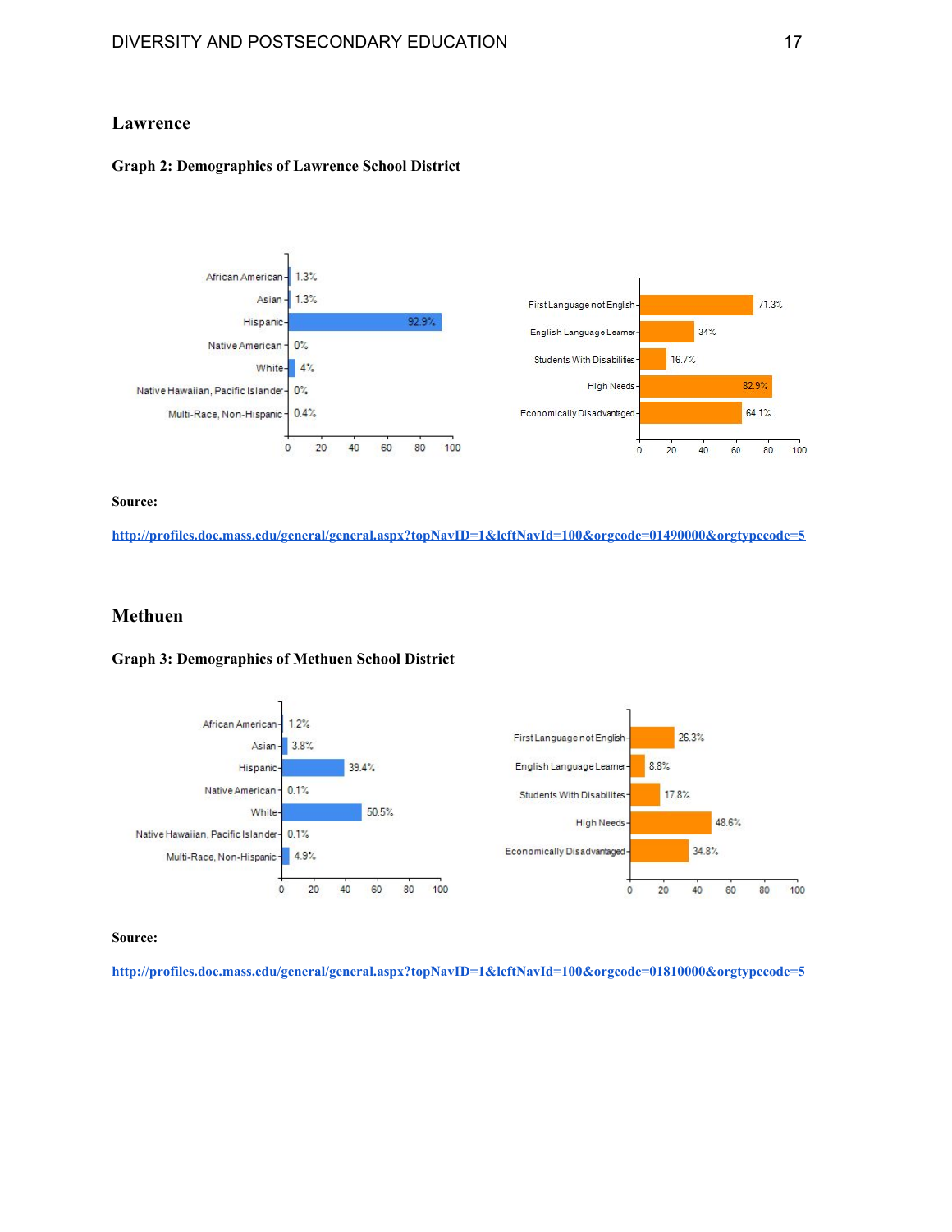## Lawrence

**Graph 2: Demographics of Lawrence School District**

| Race/Ethnicity | Percent |
|---|---|
| African American | 1.3% |
| Asian | 1.3% |
| Hispanic | 92.9% |
| Native American | 0% |
| White | 4% |
| Native Hawaiian, Pacific Islander | 0% |
| Multi-Race, Non-Hispanic | 0.4% |

| Selected Population | Percent |
|---|---|
| First Language not English | 71.3% |
| English Language Learner | 34% |
| Students With Disabilities | 16.7% |
| High Needs | 82.9% |
| Economically Disadvantaged | 64.1% |

**Source:**

**http://profiles.doe.mass.edu/general/general.aspx?topNavID=1&leftNavId=100&orgcode=01490000&orgtypecode=5**

## Methuen

**Graph 3: Demographics of Methuen School District**

| Race/Ethnicity | Percent |
|---|---|
| African American | 1.2% |
| Asian | 3.8% |
| Hispanic | 39.4% |
| Native American | 0.1% |
| White | 50.5% |
| Native Hawaiian, Pacific Islander | 0.1% |
| Multi-Race, Non-Hispanic | 4.9% |

| Selected Population | Percent |
|---|---|
| First Language not English | 26.3% |
| English Language Learner | 8.8% |
| Students With Disabilities | 17.8% |
| High Needs | 48.6% |
| Economically Disadvantaged | 34.8% |

**Source:**

**http://profiles.doe.mass.edu/general/general.aspx?topNavID=1&leftNavId=100&orgcode=01810000&orgtypecode=5**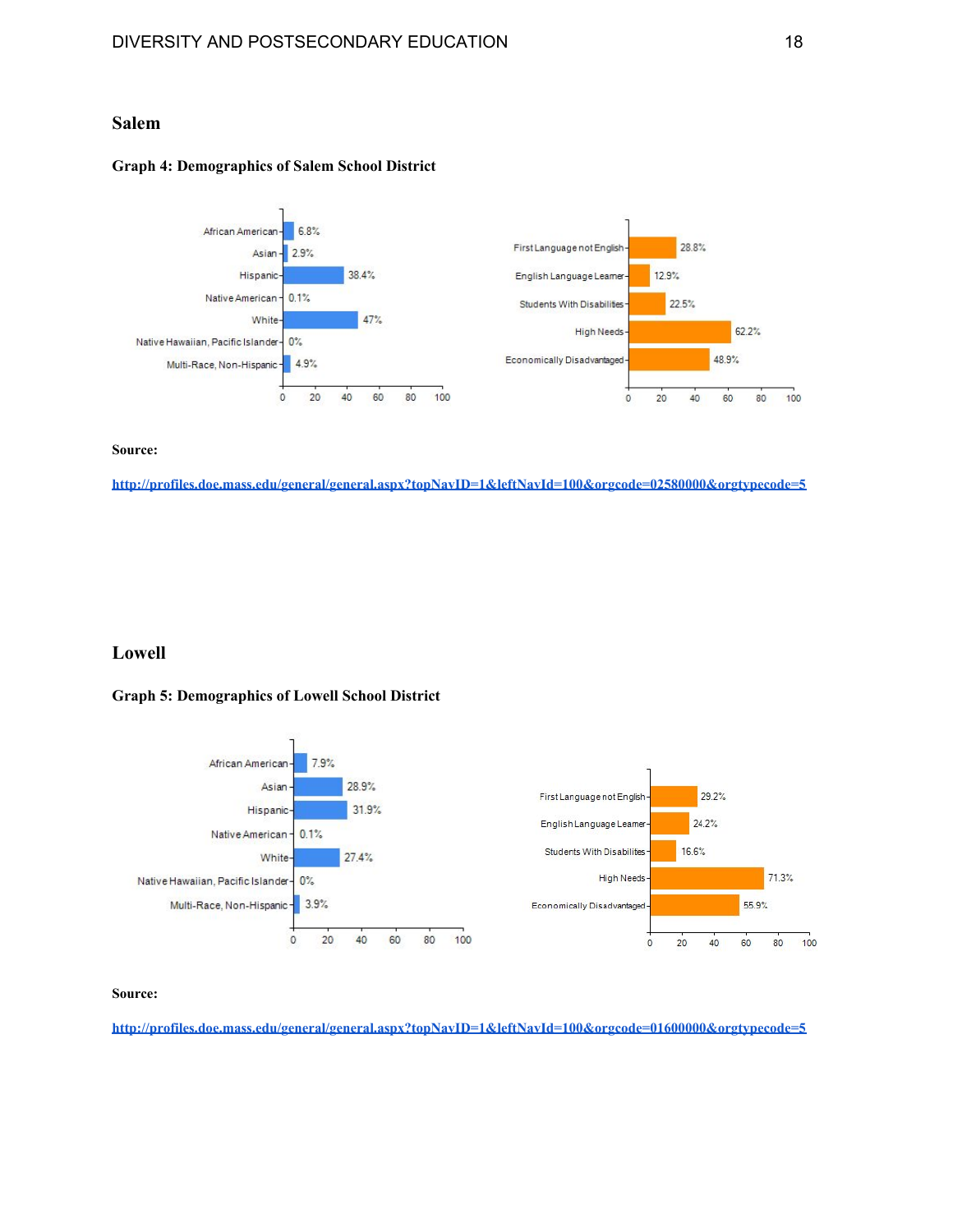## Salem

**Graph 4: Demographics of Salem School District**

| Category | Percentage |
|---|---|
| African American | 6.8% |
| Asian | 2.9% |
| Hispanic | 38.4% |
| Native American | 0.1% |
| White | 47% |
| Native Hawaiian, Pacific Islander | 0% |
| Multi-Race, Non-Hispanic | 4.9% |

| Category | Percentage |
|---|---|
| First Language not English | 28.8% |
| English Language Learner | 12.9% |
| Students With Disabilities | 22.5% |
| High Needs | 62.2% |
| Economically Disadvantaged | 48.9% |

**Source:**

**http://profiles.doe.mass.edu/general/general.aspx?topNavID=1&leftNavId=100&orgcode=02580000&orgtypecode=5**

## Lowell

**Graph 5: Demographics of Lowell School District**

| Category | Percentage |
|---|---|
| African American | 7.9% |
| Asian | 28.9% |
| Hispanic | 31.9% |
| Native American | 0.1% |
| White | 27.4% |
| Native Hawaiian, Pacific Islander | 0% |
| Multi-Race, Non-Hispanic | 3.9% |

| Category | Percentage |
|---|---|
| First Language not English | 29.2% |
| English Language Learner | 24.2% |
| Students With Disabilites | 16.6% |
| High Needs | 71.3% |
| Economically Disadvantaged | 55.9% |

**Source:**

**http://profiles.doe.mass.edu/general/general.aspx?topNavID=1&leftNavId=100&orgcode=01600000&orgtypecode=5**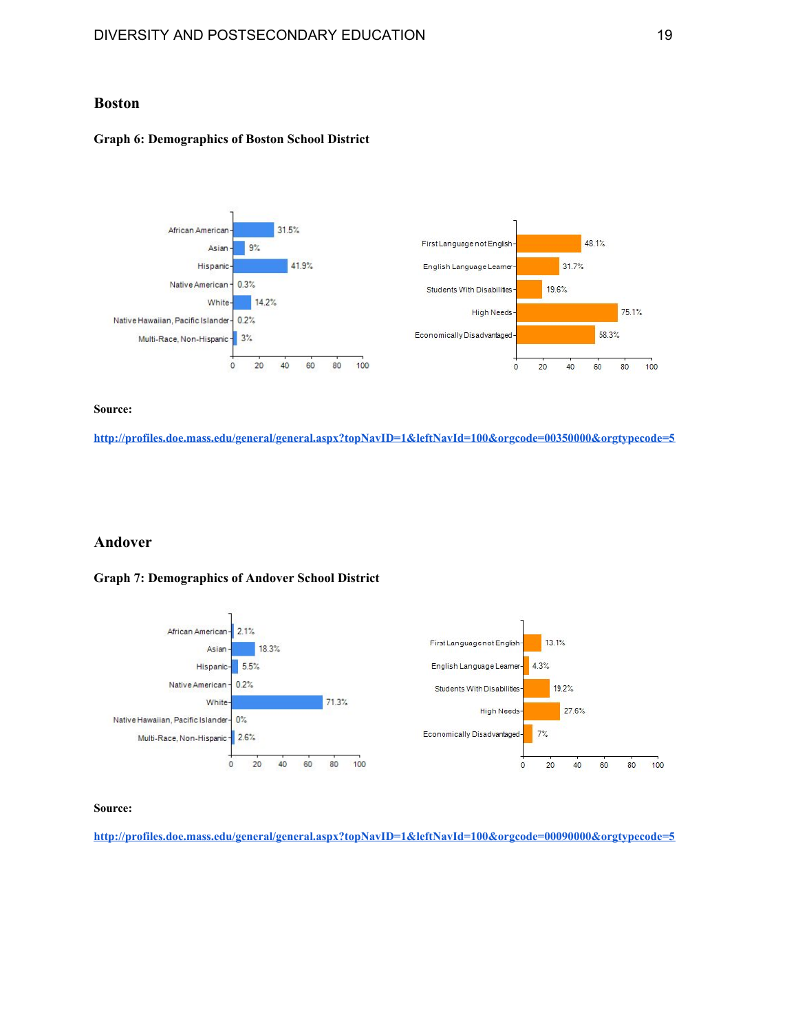## Boston

**Graph 6: Demographics of Boston School District**

| Group | Percentage |
|---|---|
| African American | 31.5% |
| Asian | 9% |
| Hispanic | 41.9% |
| Native American | 0.3% |
| White | 14.2% |
| Native Hawaiian, Pacific Islander | 0.2% |
| Multi-Race, Non-Hispanic | 3% |

| Group | Percentage |
|---|---|
| First Language not English | 48.1% |
| English Language Learner | 31.7% |
| Students With Disabilities | 19.6% |
| High Needs | 75.1% |
| Economically Disadvantaged | 58.3% |

**Source:**

**http://profiles.doe.mass.edu/general/general.aspx?topNavID=1&leftNavId=100&orgcode=00350000&orgtypecode=5**

## Andover

**Graph 7: Demographics of Andover School District**

| Group | Percentage |
|---|---|
| African American | 2.1% |
| Asian | 18.3% |
| Hispanic | 5.5% |
| Native American | 0.2% |
| White | 71.3% |
| Native Hawaiian, Pacific Islander | 0% |
| Multi-Race, Non-Hispanic | 2.6% |

| Group | Percentage |
|---|---|
| First Language not English | 13.1% |
| English Language Learner | 4.3% |
| Students With Disabilities | 19.2% |
| High Needs | 27.6% |
| Economically Disadvantaged | 7% |

**Source:**

**http://profiles.doe.mass.edu/general/general.aspx?topNavID=1&leftNavId=100&orgcode=00090000&orgtypecode=5**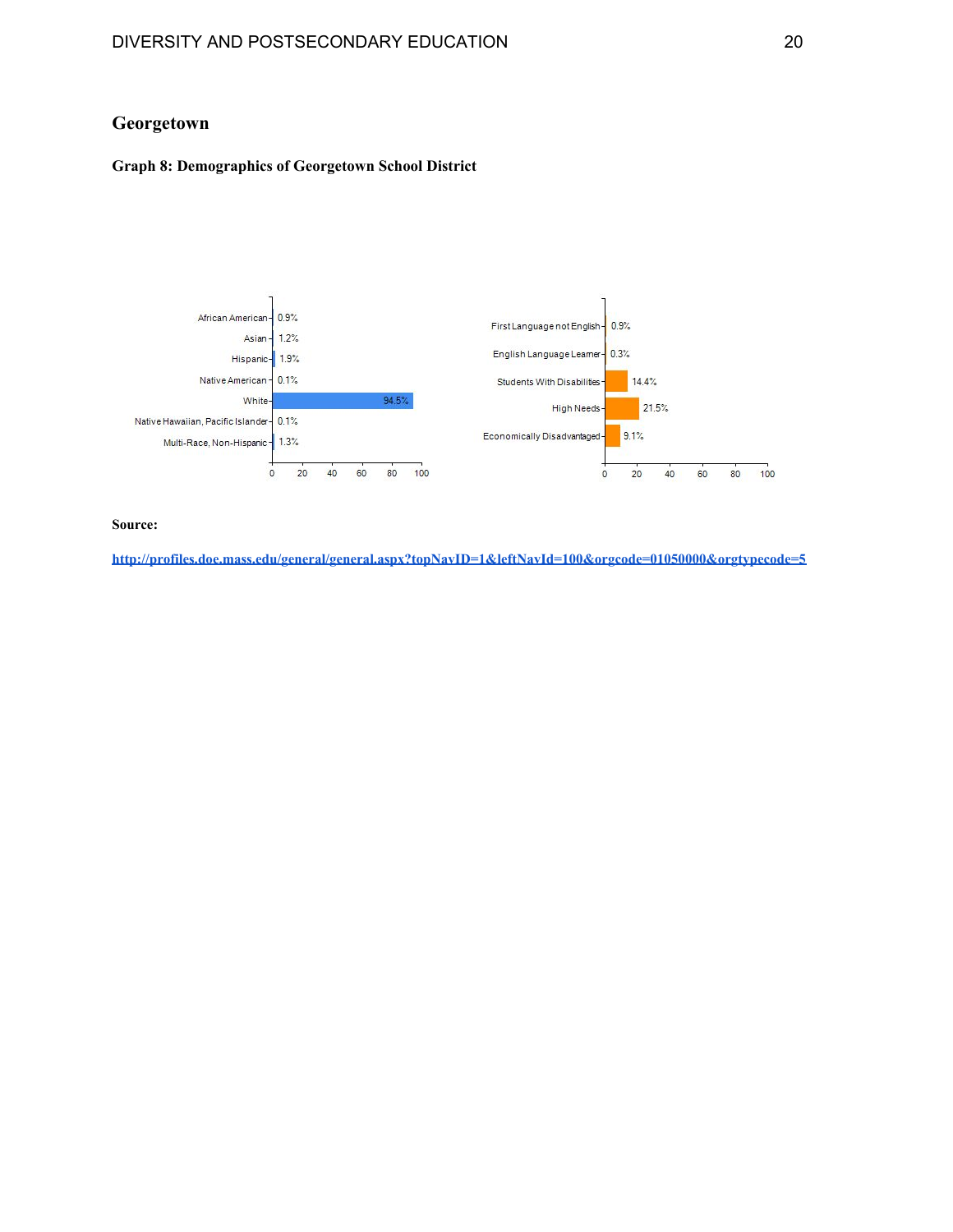## Georgetown

**Graph 8: Demographics of Georgetown School District**

| Race/Ethnicity | Percent |
|---|---|
| African American | 0.9% |
| Asian | 1.2% |
| Hispanic | 1.9% |
| Native American | 0.1% |
| White | 94.5% |
| Native Hawaiian, Pacific Islander | 0.1% |
| Multi-Race, Non-Hispanic | 1.3% |

| Selected Population | Percent |
|---|---|
| First Language not English | 0.9% |
| English Language Learner | 0.3% |
| Students With Disabilities | 14.4% |
| High Needs | 21.5% |
| Economically Disadvantaged | 9.1% |

**Source:**

http://profiles.doe.mass.edu/general/general.aspx?topNavID=1&leftNavId=100&orgcode=01050000&orgtypecode=5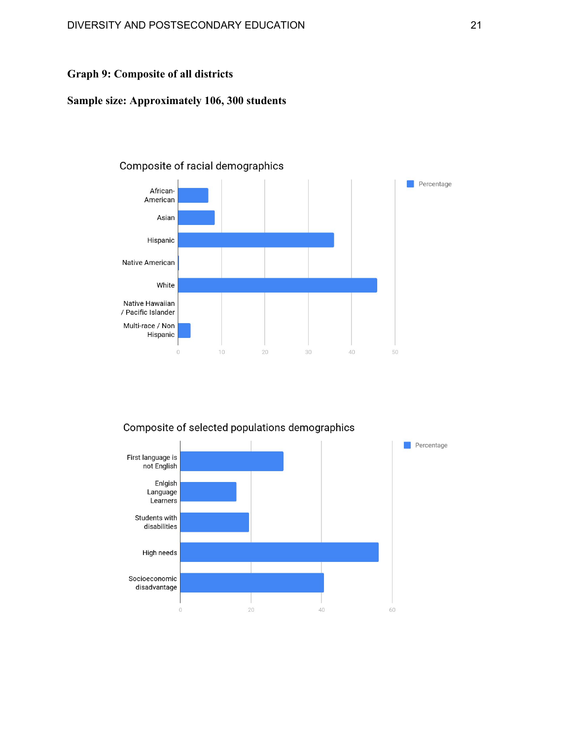**Graph 9: Composite of all districts**

**Sample size: Approximately 106, 300 students**

Composite of racial demographics

| Category | Percentage |
|---|---|
| African-American | ~7 |
| Asian | ~8.5 |
| Hispanic | ~36 |
| Native American | ~0.2 |
| White | ~46 |
| Native Hawaiian / Pacific Islander | ~0 |
| Multi-race / Non Hispanic | ~3 |

Composite of selected populations demographics

| Category | Percentage |
|---|---|
| First language is not English | ~29 |
| Enlgish Language Learners | ~16 |
| Students with disabilities | ~19.5 |
| High needs | ~56 |
| Socioeconomic disadvantage | ~41 |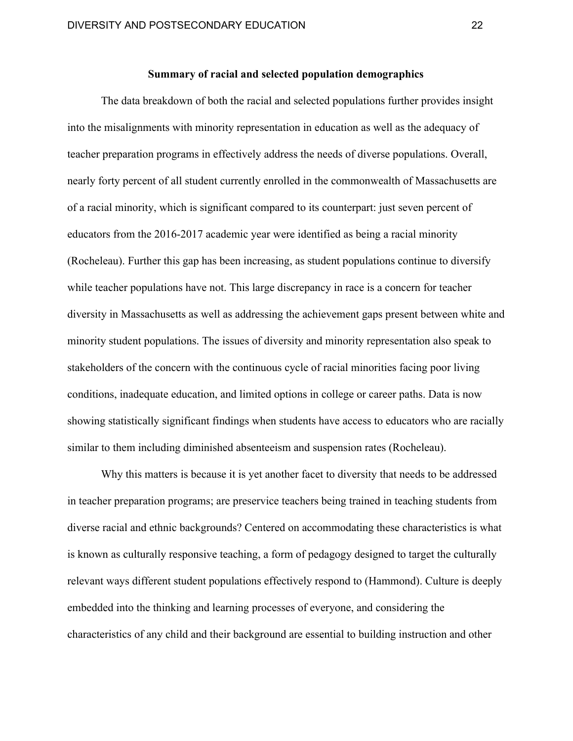**Summary of racial and selected population demographics**

The data breakdown of both the racial and selected populations further provides insight into the misalignments with minority representation in education as well as the adequacy of teacher preparation programs in effectively address the needs of diverse populations. Overall, nearly forty percent of all student currently enrolled in the commonwealth of Massachusetts are of a racial minority, which is significant compared to its counterpart: just seven percent of educators from the 2016-2017 academic year were identified as being a racial minority (Rocheleau). Further this gap has been increasing, as student populations continue to diversify while teacher populations have not. This large discrepancy in race is a concern for teacher diversity in Massachusetts as well as addressing the achievement gaps present between white and minority student populations. The issues of diversity and minority representation also speak to stakeholders of the concern with the continuous cycle of racial minorities facing poor living conditions, inadequate education, and limited options in college or career paths. Data is now showing statistically significant findings when students have access to educators who are racially similar to them including diminished absenteeism and suspension rates (Rocheleau).

Why this matters is because it is yet another facet to diversity that needs to be addressed in teacher preparation programs; are preservice teachers being trained in teaching students from diverse racial and ethnic backgrounds? Centered on accommodating these characteristics is what is known as culturally responsive teaching, a form of pedagogy designed to target the culturally relevant ways different student populations effectively respond to (Hammond). Culture is deeply embedded into the thinking and learning processes of everyone, and considering the characteristics of any child and their background are essential to building instruction and other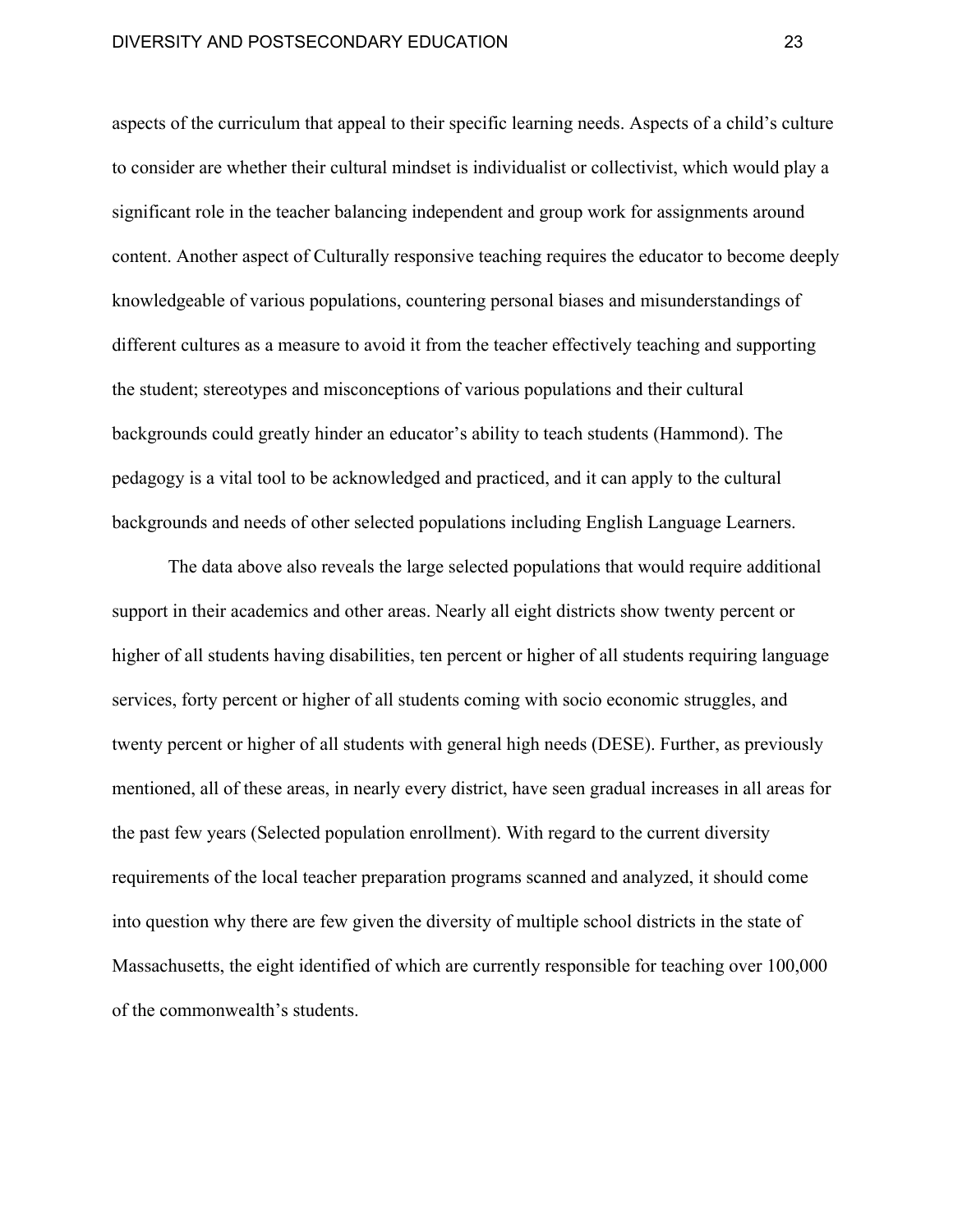aspects of the curriculum that appeal to their specific learning needs. Aspects of a child's culture to consider are whether their cultural mindset is individualist or collectivist, which would play a significant role in the teacher balancing independent and group work for assignments around content. Another aspect of Culturally responsive teaching requires the educator to become deeply knowledgeable of various populations, countering personal biases and misunderstandings of different cultures as a measure to avoid it from the teacher effectively teaching and supporting the student; stereotypes and misconceptions of various populations and their cultural backgrounds could greatly hinder an educator's ability to teach students (Hammond). The pedagogy is a vital tool to be acknowledged and practiced, and it can apply to the cultural backgrounds and needs of other selected populations including English Language Learners.

The data above also reveals the large selected populations that would require additional support in their academics and other areas. Nearly all eight districts show twenty percent or higher of all students having disabilities, ten percent or higher of all students requiring language services, forty percent or higher of all students coming with socio economic struggles, and twenty percent or higher of all students with general high needs (DESE). Further, as previously mentioned, all of these areas, in nearly every district, have seen gradual increases in all areas for the past few years (Selected population enrollment). With regard to the current diversity requirements of the local teacher preparation programs scanned and analyzed, it should come into question why there are few given the diversity of multiple school districts in the state of Massachusetts, the eight identified of which are currently responsible for teaching over 100,000 of the commonwealth's students.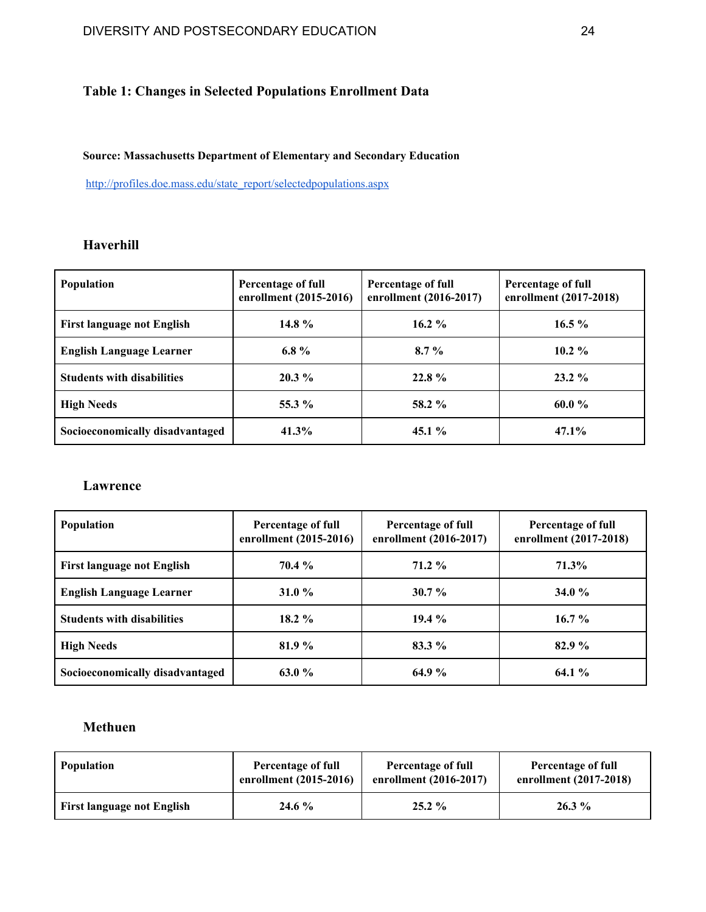**Table 1: Changes in Selected Populations Enrollment Data**

**Source: Massachusetts Department of Elementary and Secondary Education**

http://profiles.doe.mass.edu/state_report/selectedpopulations.aspx

### Haverhill

| Population | Percentage of full enrollment (2015-2016) | Percentage of full enrollment (2016-2017) | Percentage of full enrollment (2017-2018) |
|---|---|---|---|
| **First language not English** | **14.8 %** | **16.2 %** | **16.5 %** |
| **English Language Learner** | **6.8 %** | **8.7 %** | **10.2 %** |
| **Students with disabilities** | **20.3 %** | **22.8 %** | **23.2 %** |
| **High Needs** | **55.3 %** | **58.2 %** | **60.0 %** |
| **Socioeconomically disadvantaged** | **41.3%** | **45.1 %** | **47.1%** |

### Lawrence

| Population | Percentage of full enrollment (2015-2016) | Percentage of full enrollment (2016-2017) | Percentage of full enrollment (2017-2018) |
|---|---|---|---|
| **First language not English** | **70.4 %** | **71.2 %** | **71.3%** |
| **English Language Learner** | **31.0 %** | **30.7 %** | **34.0 %** |
| **Students with disabilities** | **18.2 %** | **19.4 %** | **16.7 %** |
| **High Needs** | **81.9 %** | **83.3 %** | **82.9 %** |
| **Socioeconomically disadvantaged** | **63.0 %** | **64.9 %** | **64.1 %** |

### Methuen

| Population | Percentage of full enrollment (2015-2016) | Percentage of full enrollment (2016-2017) | Percentage of full enrollment (2017-2018) |
|---|---|---|---|
| **First language not English** | **24.6 %** | **25.2 %** | **26.3 %** |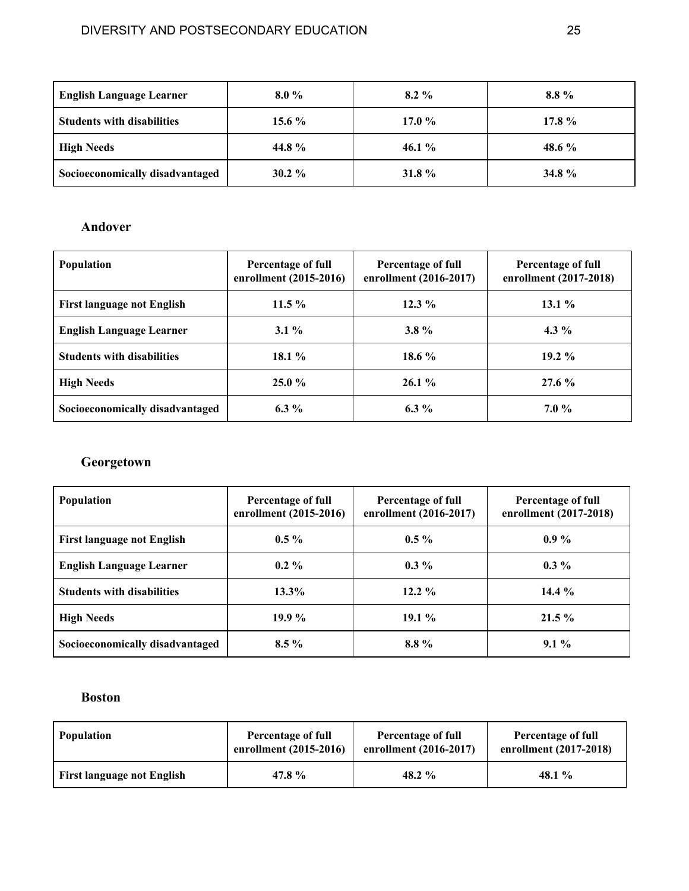| | | | |
|---|---|---|---|
| **English Language Learner** | **8.0 %** | **8.2 %** | **8.8 %** |
| **Students with disabilities** | **15.6 %** | **17.0 %** | **17.8 %** |
| **High Needs** | **44.8 %** | **46.1 %** | **48.6 %** |
| **Socioeconomically disadvantaged** | **30.2 %** | **31.8 %** | **34.8 %** |

### Andover

| Population | Percentage of full enrollment (2015-2016) | Percentage of full enrollment (2016-2017) | Percentage of full enrollment (2017-2018) |
|---|---|---|---|
| **First language not English** | **11.5 %** | **12.3 %** | **13.1 %** |
| **English Language Learner** | **3.1 %** | **3.8 %** | **4.3 %** |
| **Students with disabilities** | **18.1 %** | **18.6 %** | **19.2 %** |
| **High Needs** | **25.0 %** | **26.1 %** | **27.6 %** |
| **Socioeconomically disadvantaged** | **6.3 %** | **6.3 %** | **7.0 %** |

### Georgetown

| Population | Percentage of full enrollment (2015-2016) | Percentage of full enrollment (2016-2017) | Percentage of full enrollment (2017-2018) |
|---|---|---|---|
| **First language not English** | **0.5 %** | **0.5 %** | **0.9 %** |
| **English Language Learner** | **0.2 %** | **0.3 %** | **0.3 %** |
| **Students with disabilities** | **13.3%** | **12.2 %** | **14.4 %** |
| **High Needs** | **19.9 %** | **19.1 %** | **21.5 %** |
| **Socioeconomically disadvantaged** | **8.5 %** | **8.8 %** | **9.1 %** |

### Boston

| Population | Percentage of full enrollment (2015-2016) | Percentage of full enrollment (2016-2017) | Percentage of full enrollment (2017-2018) |
|---|---|---|---|
| **First language not English** | **47.8 %** | **48.2 %** | **48.1 %** |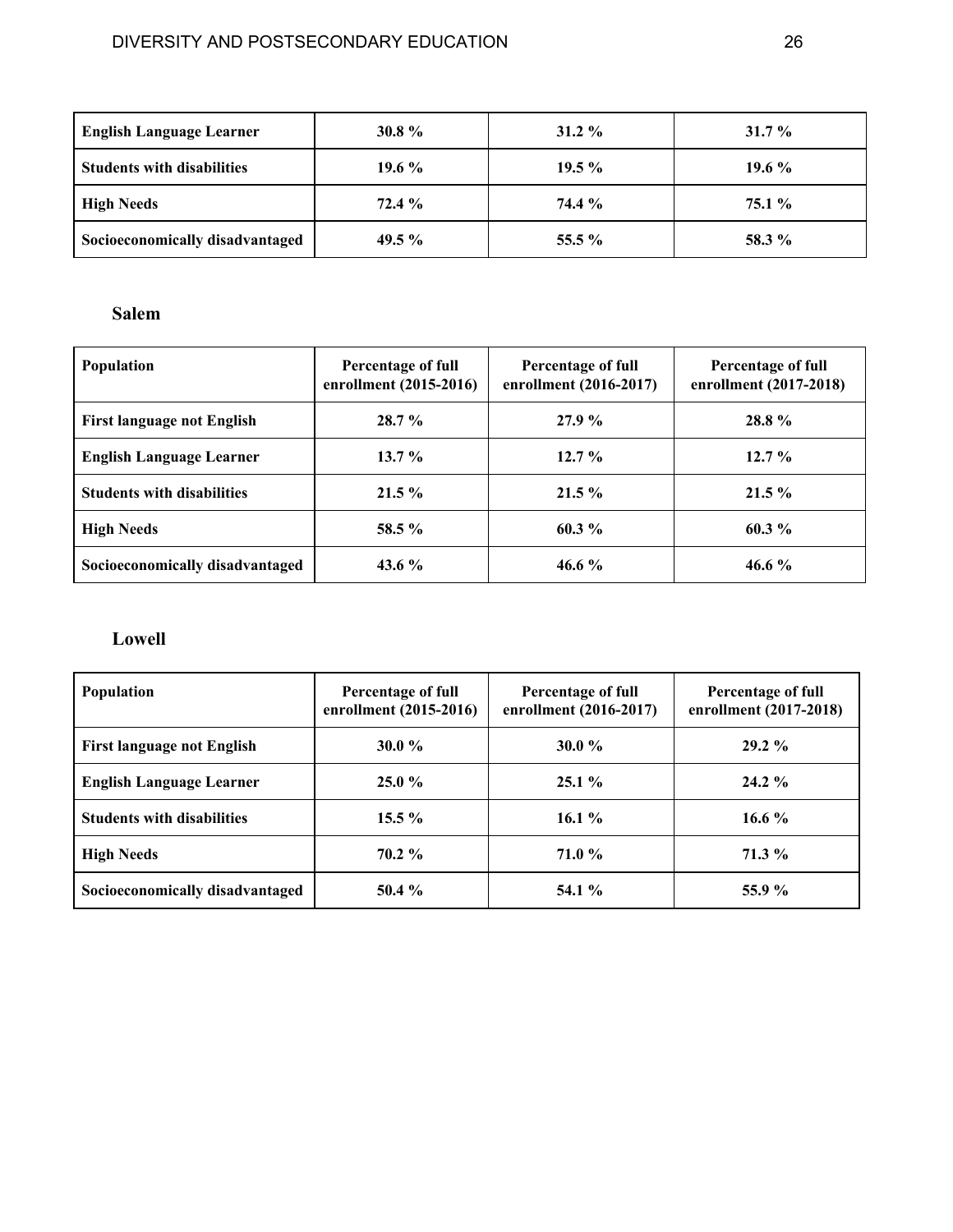| English Language Learner | 30.8 % | 31.2 % | 31.7 % |
|---|---|---|---|
| Students with disabilities | 19.6 % | 19.5 % | 19.6 % |
| High Needs | 72.4 % | 74.4 % | 75.1 % |
| Socioeconomically disadvantaged | 49.5 % | 55.5 % | 58.3 % |

### Salem

| Population | Percentage of full enrollment (2015-2016) | Percentage of full enrollment (2016-2017) | Percentage of full enrollment (2017-2018) |
|---|---|---|---|
| First language not English | 28.7 % | 27.9 % | 28.8 % |
| English Language Learner | 13.7 % | 12.7 % | 12.7 % |
| Students with disabilities | 21.5 % | 21.5 % | 21.5 % |
| High Needs | 58.5 % | 60.3 % | 60.3 % |
| Socioeconomically disadvantaged | 43.6 % | 46.6 % | 46.6 % |

### Lowell

| Population | Percentage of full enrollment (2015-2016) | Percentage of full enrollment (2016-2017) | Percentage of full enrollment (2017-2018) |
|---|---|---|---|
| First language not English | 30.0 % | 30.0 % | 29.2 % |
| English Language Learner | 25.0 % | 25.1 % | 24.2 % |
| Students with disabilities | 15.5 % | 16.1 % | 16.6 % |
| High Needs | 70.2 % | 71.0 % | 71.3 % |
| Socioeconomically disadvantaged | 50.4 % | 54.1 % | 55.9 % |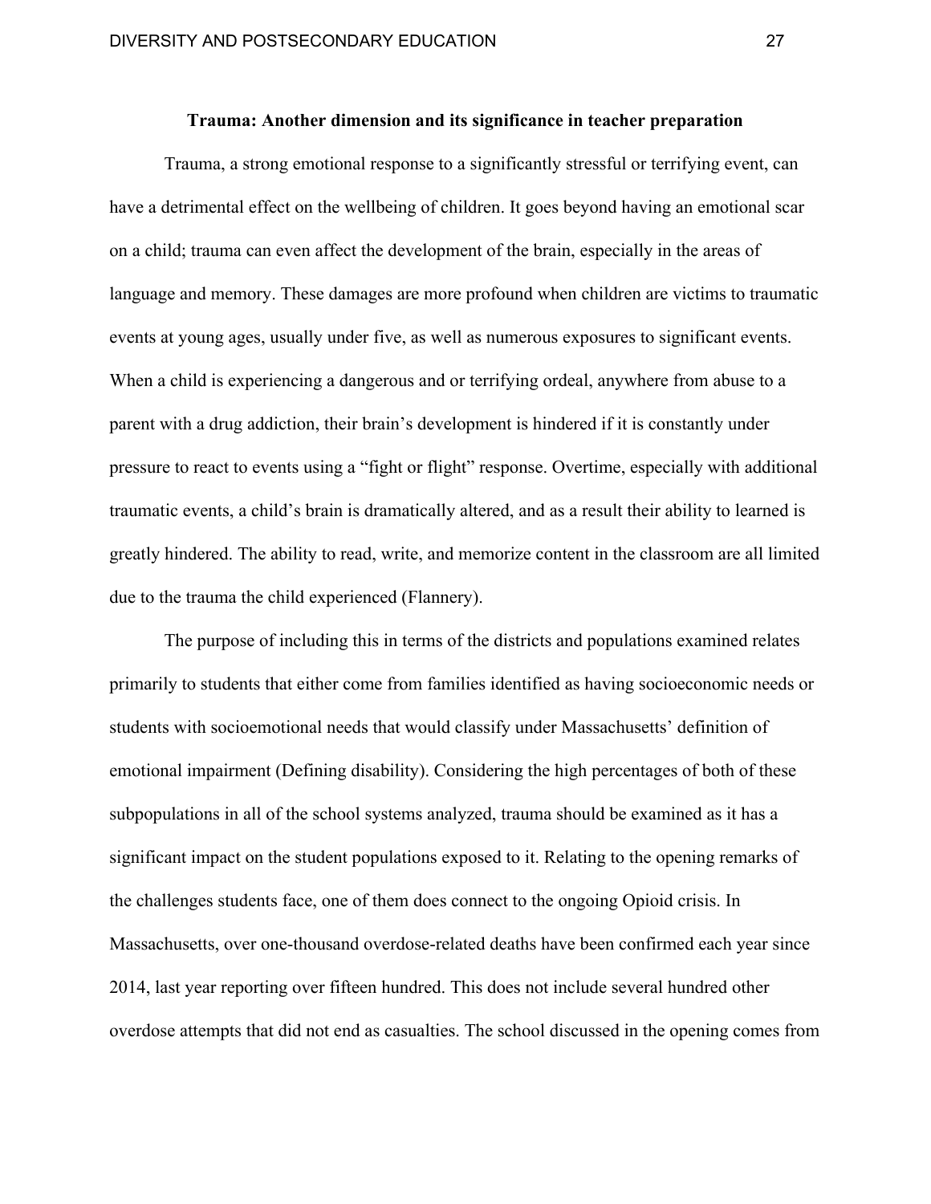## Trauma: Another dimension and its significance in teacher preparation

Trauma, a strong emotional response to a significantly stressful or terrifying event, can have a detrimental effect on the wellbeing of children. It goes beyond having an emotional scar on a child; trauma can even affect the development of the brain, especially in the areas of language and memory. These damages are more profound when children are victims to traumatic events at young ages, usually under five, as well as numerous exposures to significant events. When a child is experiencing a dangerous and or terrifying ordeal, anywhere from abuse to a parent with a drug addiction, their brain's development is hindered if it is constantly under pressure to react to events using a "fight or flight" response. Overtime, especially with additional traumatic events, a child's brain is dramatically altered, and as a result their ability to learned is greatly hindered. The ability to read, write, and memorize content in the classroom are all limited due to the trauma the child experienced (Flannery).

The purpose of including this in terms of the districts and populations examined relates primarily to students that either come from families identified as having socioeconomic needs or students with socioemotional needs that would classify under Massachusetts' definition of emotional impairment (Defining disability). Considering the high percentages of both of these subpopulations in all of the school systems analyzed, trauma should be examined as it has a significant impact on the student populations exposed to it. Relating to the opening remarks of the challenges students face, one of them does connect to the ongoing Opioid crisis. In Massachusetts, over one-thousand overdose-related deaths have been confirmed each year since 2014, last year reporting over fifteen hundred. This does not include several hundred other overdose attempts that did not end as casualties. The school discussed in the opening comes from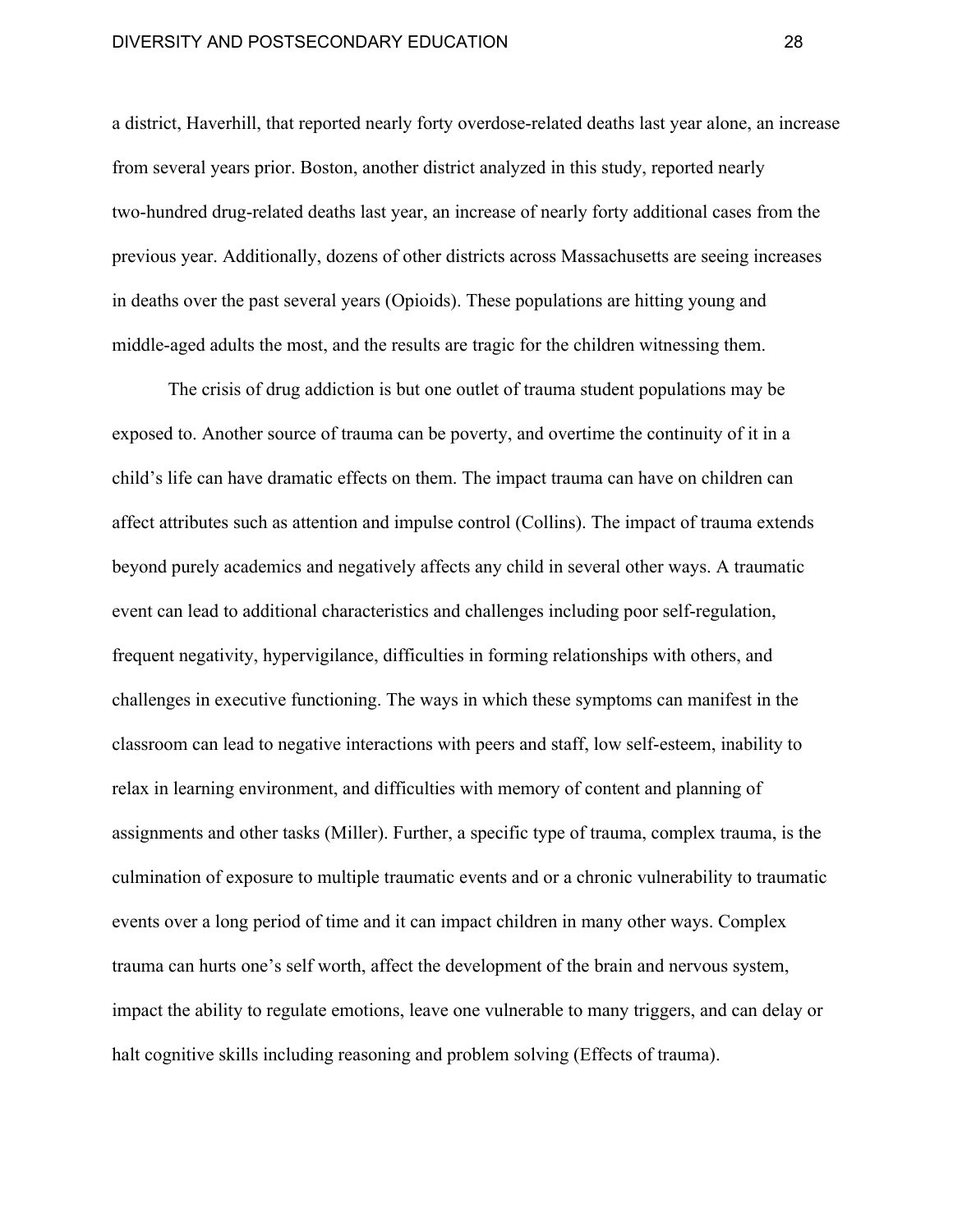a district, Haverhill, that reported nearly forty overdose-related deaths last year alone, an increase from several years prior. Boston, another district analyzed in this study, reported nearly two-hundred drug-related deaths last year, an increase of nearly forty additional cases from the previous year. Additionally, dozens of other districts across Massachusetts are seeing increases in deaths over the past several years (Opioids). These populations are hitting young and middle-aged adults the most, and the results are tragic for the children witnessing them.

The crisis of drug addiction is but one outlet of trauma student populations may be exposed to. Another source of trauma can be poverty, and overtime the continuity of it in a child's life can have dramatic effects on them. The impact trauma can have on children can affect attributes such as attention and impulse control (Collins). The impact of trauma extends beyond purely academics and negatively affects any child in several other ways. A traumatic event can lead to additional characteristics and challenges including poor self-regulation, frequent negativity, hypervigilance, difficulties in forming relationships with others, and challenges in executive functioning. The ways in which these symptoms can manifest in the classroom can lead to negative interactions with peers and staff, low self-esteem, inability to relax in learning environment, and difficulties with memory of content and planning of assignments and other tasks (Miller). Further, a specific type of trauma, complex trauma, is the culmination of exposure to multiple traumatic events and or a chronic vulnerability to traumatic events over a long period of time and it can impact children in many other ways. Complex trauma can hurts one's self worth, affect the development of the brain and nervous system, impact the ability to regulate emotions, leave one vulnerable to many triggers, and can delay or halt cognitive skills including reasoning and problem solving (Effects of trauma).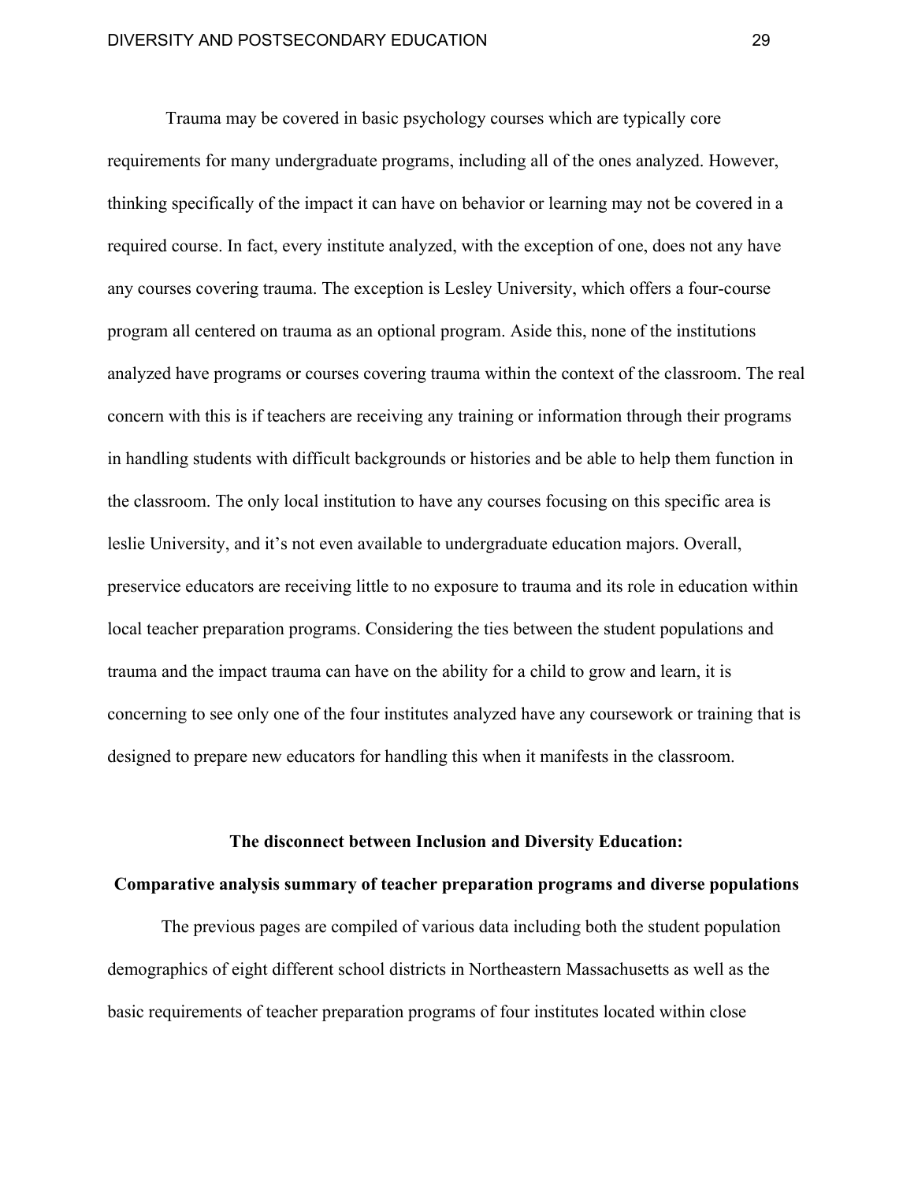Trauma may be covered in basic psychology courses which are typically core requirements for many undergraduate programs, including all of the ones analyzed. However, thinking specifically of the impact it can have on behavior or learning may not be covered in a required course. In fact, every institute analyzed, with the exception of one, does not any have any courses covering trauma. The exception is Lesley University, which offers a four-course program all centered on trauma as an optional program. Aside this, none of the institutions analyzed have programs or courses covering trauma within the context of the classroom. The real concern with this is if teachers are receiving any training or information through their programs in handling students with difficult backgrounds or histories and be able to help them function in the classroom. The only local institution to have any courses focusing on this specific area is leslie University, and it's not even available to undergraduate education majors. Overall, preservice educators are receiving little to no exposure to trauma and its role in education within local teacher preparation programs. Considering the ties between the student populations and trauma and the impact trauma can have on the ability for a child to grow and learn, it is concerning to see only one of the four institutes analyzed have any coursework or training that is designed to prepare new educators for handling this when it manifests in the classroom.

## The disconnect between Inclusion and Diversity Education:

## Comparative analysis summary of teacher preparation programs and diverse populations

The previous pages are compiled of various data including both the student population demographics of eight different school districts in Northeastern Massachusetts as well as the basic requirements of teacher preparation programs of four institutes located within close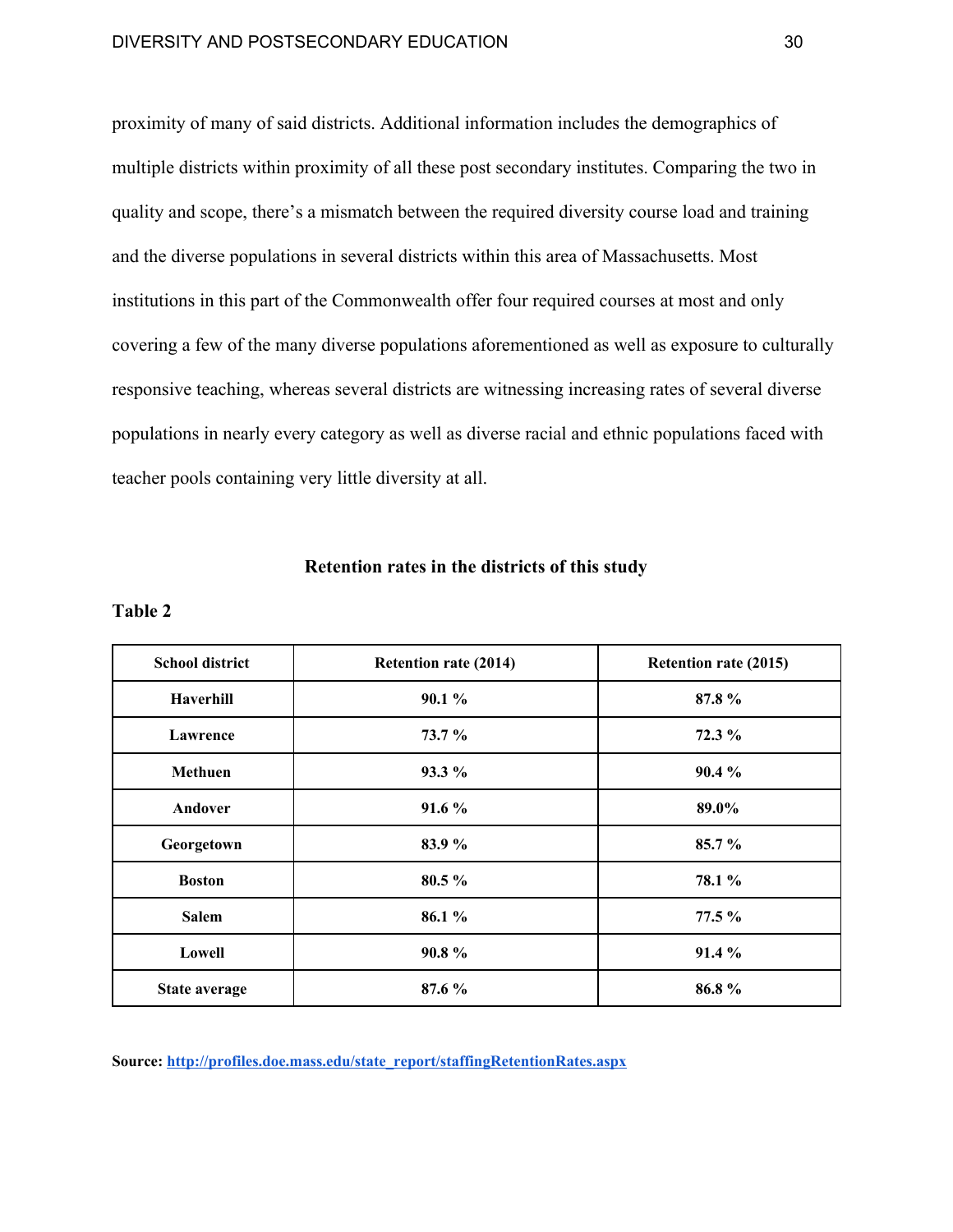proximity of many of said districts. Additional information includes the demographics of multiple districts within proximity of all these post secondary institutes. Comparing the two in quality and scope, there's a mismatch between the required diversity course load and training and the diverse populations in several districts within this area of Massachusetts. Most institutions in this part of the Commonwealth offer four required courses at most and only covering a few of the many diverse populations aforementioned as well as exposure to culturally responsive teaching, whereas several districts are witnessing increasing rates of several diverse populations in nearly every category as well as diverse racial and ethnic populations faced with teacher pools containing very little diversity at all.

**Retention rates in the districts of this study**

**Table 2**

| School district | Retention rate (2014) | Retention rate (2015) |
|---|---|---|
| **Haverhill** | **90.1 %** | **87.8 %** |
| **Lawrence** | **73.7 %** | **72.3 %** |
| **Methuen** | **93.3 %** | **90.4 %** |
| **Andover** | **91.6 %** | **89.0%** |
| **Georgetown** | **83.9 %** | **85.7 %** |
| **Boston** | **80.5 %** | **78.1 %** |
| **Salem** | **86.1 %** | **77.5 %** |
| **Lowell** | **90.8 %** | **91.4 %** |
| **State average** | **87.6 %** | **86.8 %** |

**Source: [http://profiles.doe.mass.edu/state_report/staffingRetentionRates.aspx](http://profiles.doe.mass.edu/state_report/staffingRetentionRates.aspx)**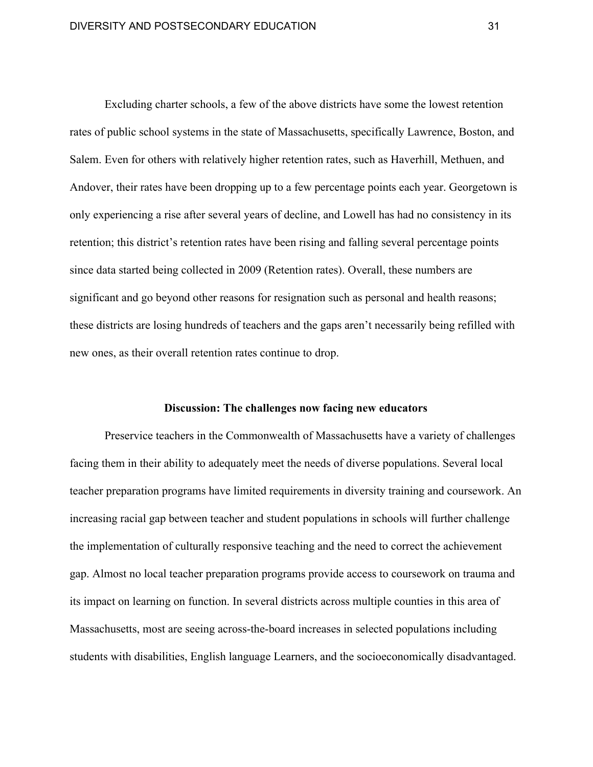Excluding charter schools, a few of the above districts have some the lowest retention rates of public school systems in the state of Massachusetts, specifically Lawrence, Boston, and Salem. Even for others with relatively higher retention rates, such as Haverhill, Methuen, and Andover, their rates have been dropping up to a few percentage points each year. Georgetown is only experiencing a rise after several years of decline, and Lowell has had no consistency in its retention; this district's retention rates have been rising and falling several percentage points since data started being collected in 2009 (Retention rates). Overall, these numbers are significant and go beyond other reasons for resignation such as personal and health reasons; these districts are losing hundreds of teachers and the gaps aren't necessarily being refilled with new ones, as their overall retention rates continue to drop.

## Discussion: The challenges now facing new educators

Preservice teachers in the Commonwealth of Massachusetts have a variety of challenges facing them in their ability to adequately meet the needs of diverse populations. Several local teacher preparation programs have limited requirements in diversity training and coursework. An increasing racial gap between teacher and student populations in schools will further challenge the implementation of culturally responsive teaching and the need to correct the achievement gap. Almost no local teacher preparation programs provide access to coursework on trauma and its impact on learning on function. In several districts across multiple counties in this area of Massachusetts, most are seeing across-the-board increases in selected populations including students with disabilities, English language Learners, and the socioeconomically disadvantaged.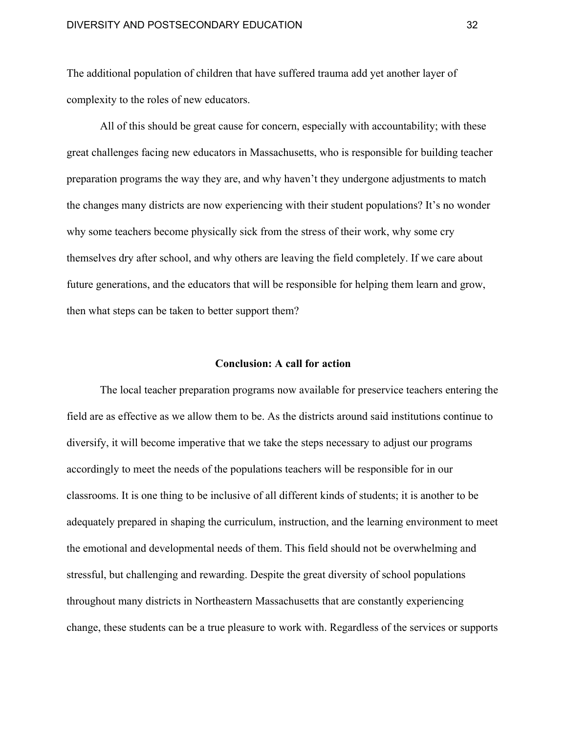The additional population of children that have suffered trauma add yet another layer of complexity to the roles of new educators.

All of this should be great cause for concern, especially with accountability; with these great challenges facing new educators in Massachusetts, who is responsible for building teacher preparation programs the way they are, and why haven't they undergone adjustments to match the changes many districts are now experiencing with their student populations? It's no wonder why some teachers become physically sick from the stress of their work, why some cry themselves dry after school, and why others are leaving the field completely. If we care about future generations, and the educators that will be responsible for helping them learn and grow, then what steps can be taken to better support them?

## Conclusion: A call for action

The local teacher preparation programs now available for preservice teachers entering the field are as effective as we allow them to be. As the districts around said institutions continue to diversify, it will become imperative that we take the steps necessary to adjust our programs accordingly to meet the needs of the populations teachers will be responsible for in our classrooms. It is one thing to be inclusive of all different kinds of students; it is another to be adequately prepared in shaping the curriculum, instruction, and the learning environment to meet the emotional and developmental needs of them. This field should not be overwhelming and stressful, but challenging and rewarding. Despite the great diversity of school populations throughout many districts in Northeastern Massachusetts that are constantly experiencing change, these students can be a true pleasure to work with. Regardless of the services or supports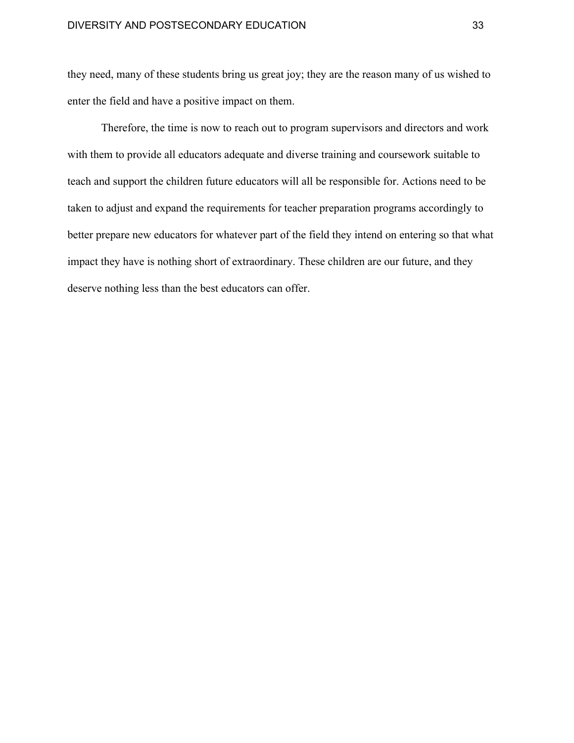they need, many of these students bring us great joy; they are the reason many of us wished to enter the field and have a positive impact on them.

Therefore, the time is now to reach out to program supervisors and directors and work with them to provide all educators adequate and diverse training and coursework suitable to teach and support the children future educators will all be responsible for. Actions need to be taken to adjust and expand the requirements for teacher preparation programs accordingly to better prepare new educators for whatever part of the field they intend on entering so that what impact they have is nothing short of extraordinary. These children are our future, and they deserve nothing less than the best educators can offer.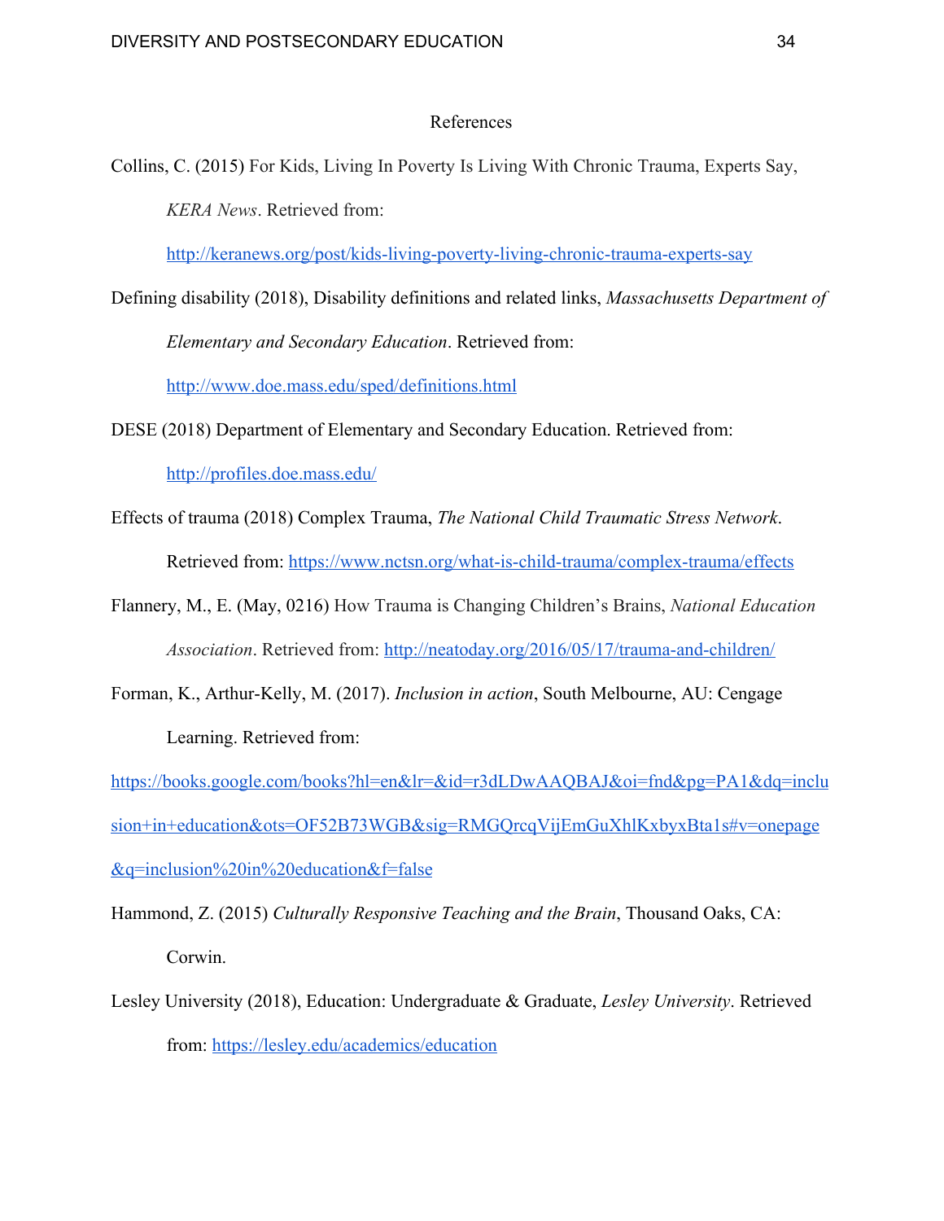# References

Collins, C. (2015) For Kids, Living In Poverty Is Living With Chronic Trauma, Experts Say, *KERA News*. Retrieved from: http://keranews.org/post/kids-living-poverty-living-chronic-trauma-experts-say

Defining disability (2018), Disability definitions and related links, *Massachusetts Department of Elementary and Secondary Education*. Retrieved from: http://www.doe.mass.edu/sped/definitions.html

DESE (2018) Department of Elementary and Secondary Education. Retrieved from: http://profiles.doe.mass.edu/

Effects of trauma (2018) Complex Trauma, *The National Child Traumatic Stress Network*. Retrieved from: https://www.nctsn.org/what-is-child-trauma/complex-trauma/effects

Flannery, M., E. (May, 0216) How Trauma is Changing Children's Brains, *National Education Association*. Retrieved from: http://neatoday.org/2016/05/17/trauma-and-children/

Forman, K., Arthur-Kelly, M. (2017). *Inclusion in action*, South Melbourne, AU: Cengage Learning. Retrieved from: https://books.google.com/books?hl=en&lr=&id=r3dLDwAAQBAJ&oi=fnd&pg=PA1&dq=inclusion+in+education&ots=OF52B73WGB&sig=RMGQrcqVijEmGuXhlKxbyxBta1s#v=onepage&q=inclusion%20in%20education&f=false

Hammond, Z. (2015) *Culturally Responsive Teaching and the Brain*, Thousand Oaks, CA: Corwin.

Lesley University (2018), Education: Undergraduate & Graduate, *Lesley University*. Retrieved from: https://lesley.edu/academics/education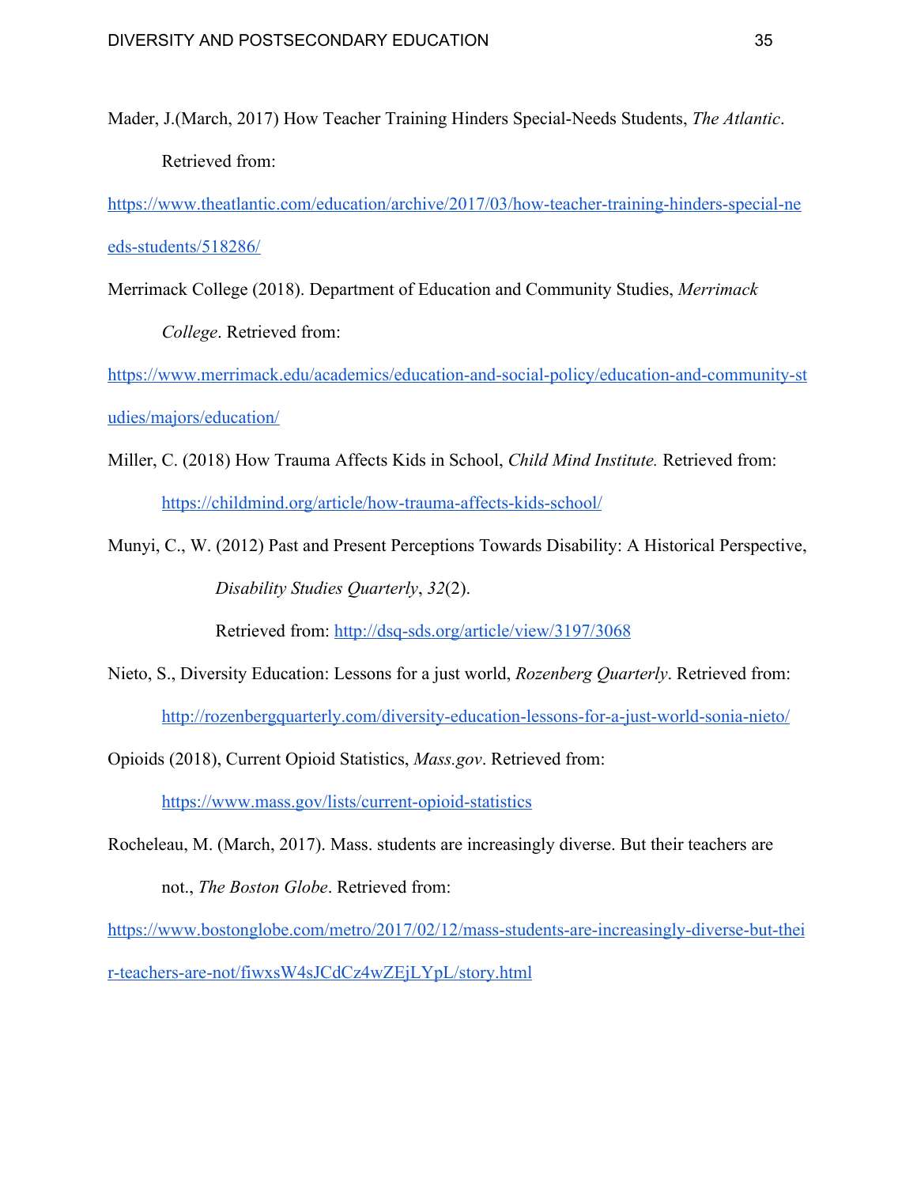Mader, J.(March, 2017) How Teacher Training Hinders Special-Needs Students, *The Atlantic*. Retrieved from: https://www.theatlantic.com/education/archive/2017/03/how-teacher-training-hinders-special-needs-students/518286/

Merrimack College (2018). Department of Education and Community Studies, *Merrimack College*. Retrieved from: https://www.merrimack.edu/academics/education-and-social-policy/education-and-community-studies/majors/education/

Miller, C. (2018) How Trauma Affects Kids in School, *Child Mind Institute.* Retrieved from: https://childmind.org/article/how-trauma-affects-kids-school/

Munyi, C., W. (2012) Past and Present Perceptions Towards Disability: A Historical Perspective, *Disability Studies Quarterly*, *32*(2). Retrieved from: http://dsq-sds.org/article/view/3197/3068

Nieto, S., Diversity Education: Lessons for a just world, *Rozenberg Quarterly*. Retrieved from: http://rozenbergquarterly.com/diversity-education-lessons-for-a-just-world-sonia-nieto/

Opioids (2018), Current Opioid Statistics, *Mass.gov*. Retrieved from: https://www.mass.gov/lists/current-opioid-statistics

Rocheleau, M. (March, 2017). Mass. students are increasingly diverse. But their teachers are not., *The Boston Globe*. Retrieved from: https://www.bostonglobe.com/metro/2017/02/12/mass-students-are-increasingly-diverse-but-their-teachers-are-not/fiwxsW4sJCdCz4wZEjLYpL/story.html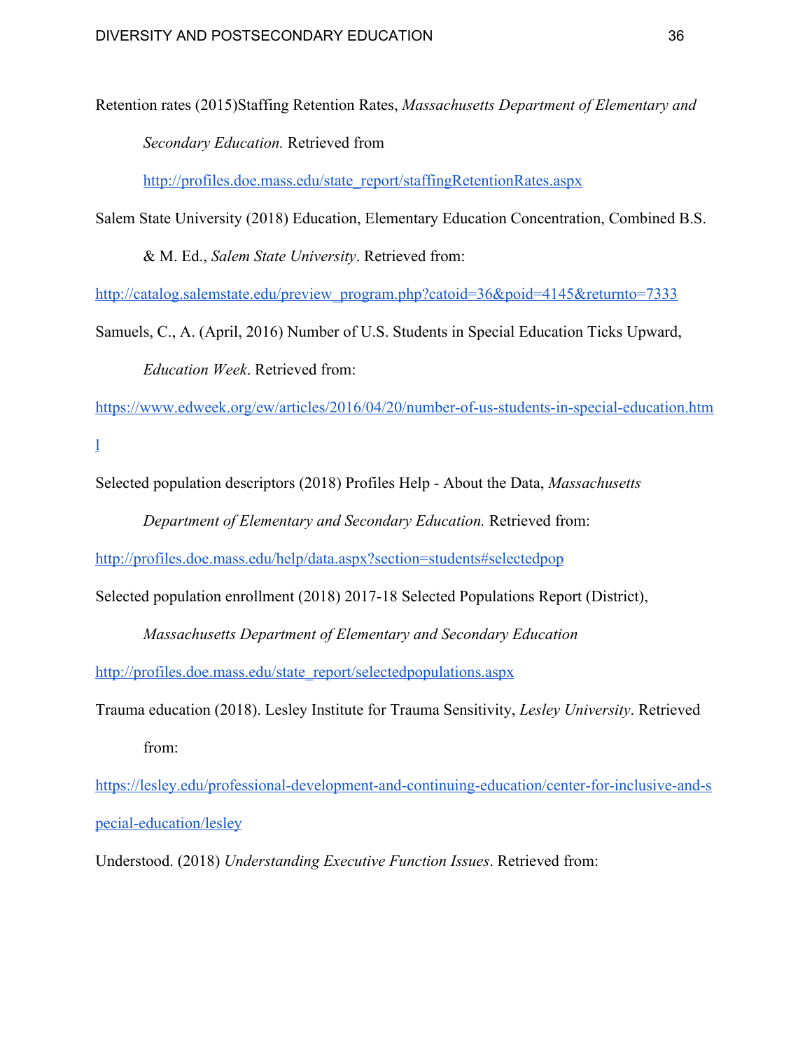Retention rates (2015)Staffing Retention Rates, *Massachusetts Department of Elementary and Secondary Education.* Retrieved from http://profiles.doe.mass.edu/state_report/staffingRetentionRates.aspx

Salem State University (2018) Education, Elementary Education Concentration, Combined B.S. & M. Ed., *Salem State University*. Retrieved from: http://catalog.salemstate.edu/preview_program.php?catoid=36&poid=4145&returnto=7333

Samuels, C., A. (April, 2016) Number of U.S. Students in Special Education Ticks Upward, *Education Week*. Retrieved from: https://www.edweek.org/ew/articles/2016/04/20/number-of-us-students-in-special-education.html

Selected population descriptors (2018) Profiles Help - About the Data, *Massachusetts Department of Elementary and Secondary Education.* Retrieved from: http://profiles.doe.mass.edu/help/data.aspx?section=students#selectedpop

Selected population enrollment (2018) 2017-18 Selected Populations Report (District), *Massachusetts Department of Elementary and Secondary Education* http://profiles.doe.mass.edu/state_report/selectedpopulations.aspx

Trauma education (2018). Lesley Institute for Trauma Sensitivity, *Lesley University*. Retrieved from: https://lesley.edu/professional-development-and-continuing-education/center-for-inclusive-and-special-education/lesley

Understood. (2018) *Understanding Executive Function Issues*. Retrieved from: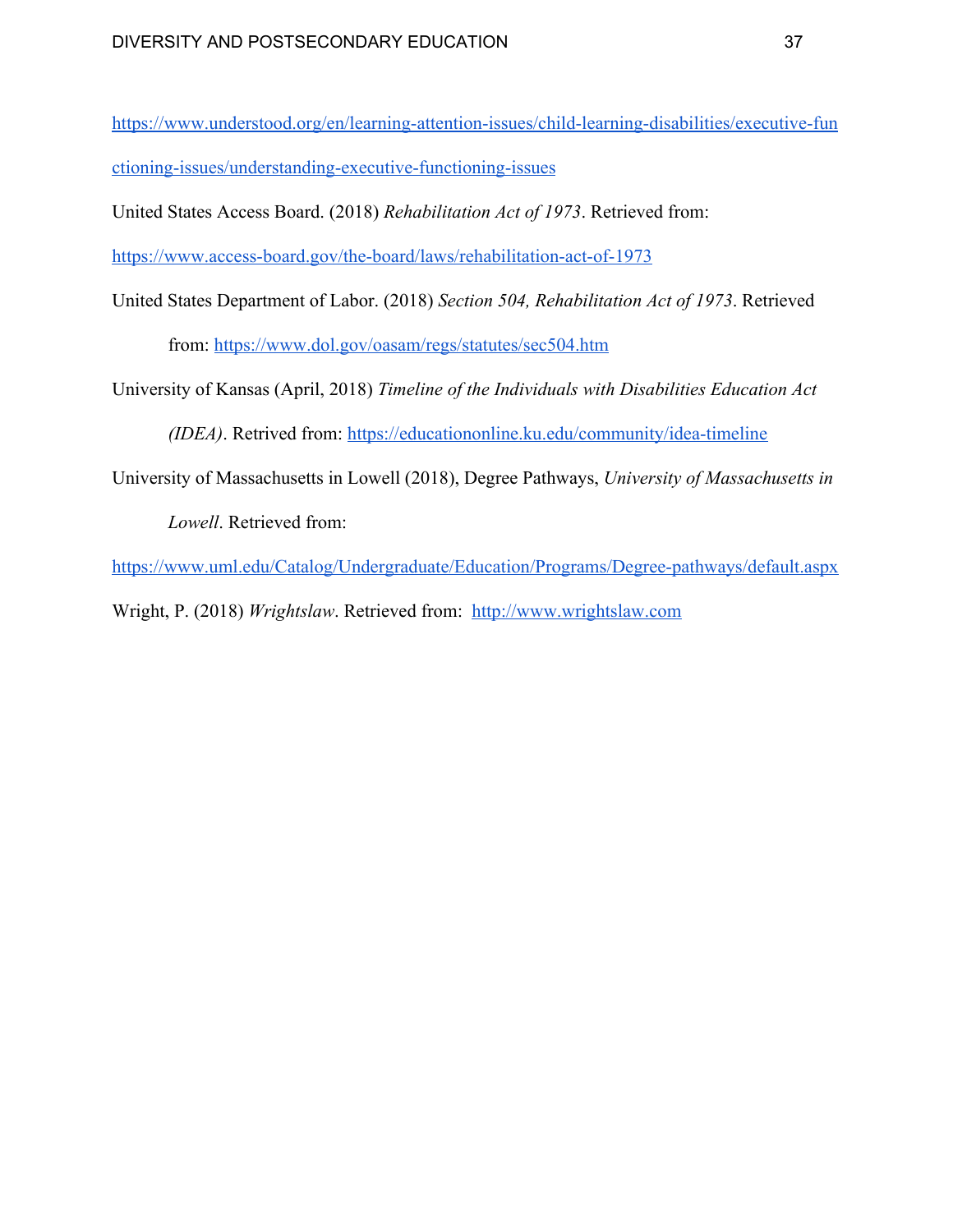https://www.understood.org/en/learning-attention-issues/child-learning-disabilities/executive-functioning-issues/understanding-executive-functioning-issues

United States Access Board. (2018) *Rehabilitation Act of 1973*. Retrieved from: https://www.access-board.gov/the-board/laws/rehabilitation-act-of-1973

United States Department of Labor. (2018) *Section 504, Rehabilitation Act of 1973*. Retrieved from: https://www.dol.gov/oasam/regs/statutes/sec504.htm

University of Kansas (April, 2018) *Timeline of the Individuals with Disabilities Education Act (IDEA)*. Retrived from: https://educationonline.ku.edu/community/idea-timeline

University of Massachusetts in Lowell (2018), Degree Pathways, *University of Massachusetts in Lowell*. Retrieved from: https://www.uml.edu/Catalog/Undergraduate/Education/Programs/Degree-pathways/default.aspx

Wright, P. (2018) *Wrightslaw*. Retrieved from: http://www.wrightslaw.com